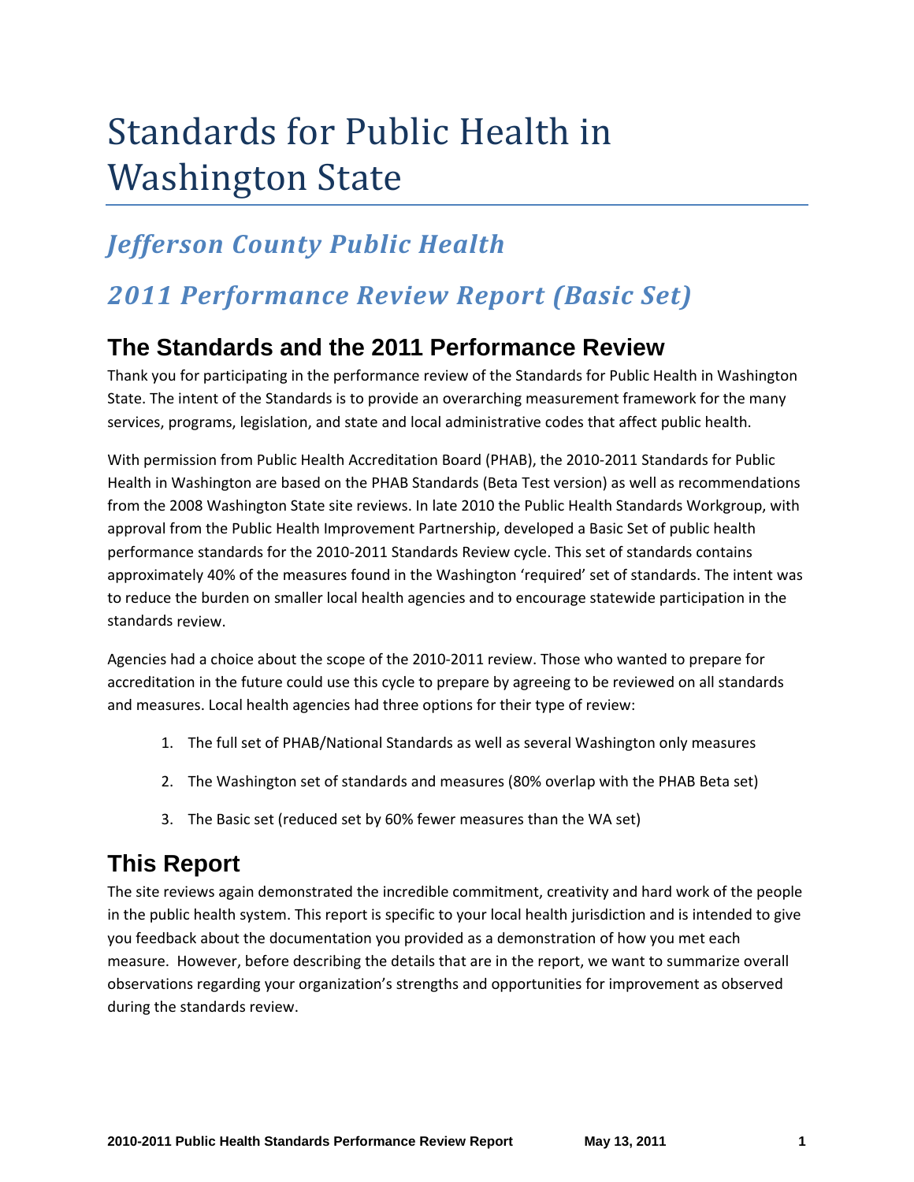# Standards for Public Health in Washington State

## *Jefferson County Public Health*

## *2011 Performance Review Report (Basic Set)*

## The Standards and the 2011 Performance Review

Thank you for participating in the performance review of the Standards for Public Health in Washington State. The intent of the Standards is to provide an overarching measurement framework for the many services, programs, legislation, and state and local administrative codes that affect public health.

With permission from Public Health Accreditation Board (PHAB), the 2010-2011 Standards for Public Health in Washington are based on the PHAB Standards (Beta Test version) as well as recommendations from the 2008 Washington State site reviews. In late 2010 the Public Health Standards Workgroup, with approval from the Public Health Improvement Partnership, developed a Basic Set of public health performance standards for the 2010-2011 Standards Review cycle. This set of standards contains approximately 40% of the measures found in the Washington 'required' set of standards. The intent was to reduce the burden on smaller local health agencies and to encourage statewide participation in the standards review.

Agencies had a choice about the scope of the 2010-2011 review. Those who wanted to prepare for accreditation in the future could use this cycle to prepare by agreeing to be reviewed on all standards and measures. Local health agencies had three options for their type of review:

1. The full set of PHAB/National Standards as well as several Washington only measures
2. The Washington set of standards and measures (80% overlap with the PHAB Beta set)
3. The Basic set (reduced set by 60% fewer measures than the WA set)

## This Report

The site reviews again demonstrated the incredible commitment, creativity and hard work of the people in the public health system. This report is specific to your local health jurisdiction and is intended to give you feedback about the documentation you provided as a demonstration of how you met each measure. However, before describing the details that are in the report, we want to summarize overall observations regarding your organization's strengths and opportunities for improvement as observed during the standards review.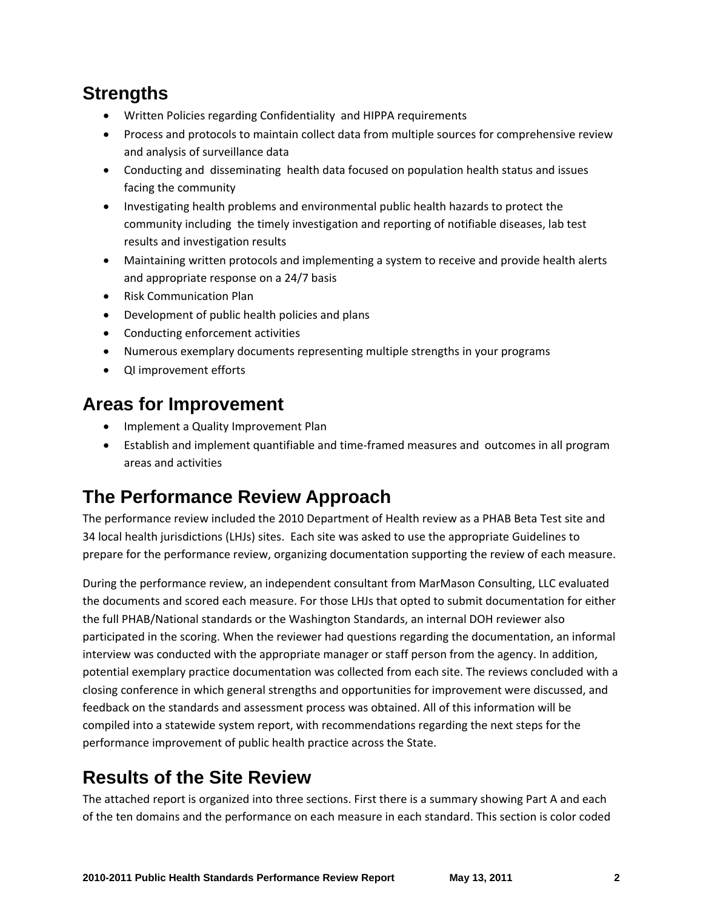## Strengths

- Written Policies regarding Confidentiality and HIPPA requirements
- Process and protocols to maintain collect data from multiple sources for comprehensive review and analysis of surveillance data
- Conducting and disseminating health data focused on population health status and issues facing the community
- Investigating health problems and environmental public health hazards to protect the community including the timely investigation and reporting of notifiable diseases, lab test results and investigation results
- Maintaining written protocols and implementing a system to receive and provide health alerts and appropriate response on a 24/7 basis
- Risk Communication Plan
- Development of public health policies and plans
- Conducting enforcement activities
- Numerous exemplary documents representing multiple strengths in your programs
- QI improvement efforts

## Areas for Improvement

- Implement a Quality Improvement Plan
- Establish and implement quantifiable and time-framed measures and outcomes in all program areas and activities

## The Performance Review Approach

The performance review included the 2010 Department of Health review as a PHAB Beta Test site and 34 local health jurisdictions (LHJs) sites. Each site was asked to use the appropriate Guidelines to prepare for the performance review, organizing documentation supporting the review of each measure.

During the performance review, an independent consultant from MarMason Consulting, LLC evaluated the documents and scored each measure. For those LHJs that opted to submit documentation for either the full PHAB/National standards or the Washington Standards, an internal DOH reviewer also participated in the scoring. When the reviewer had questions regarding the documentation, an informal interview was conducted with the appropriate manager or staff person from the agency. In addition, potential exemplary practice documentation was collected from each site. The reviews concluded with a closing conference in which general strengths and opportunities for improvement were discussed, and feedback on the standards and assessment process was obtained. All of this information will be compiled into a statewide system report, with recommendations regarding the next steps for the performance improvement of public health practice across the State.

## Results of the Site Review

The attached report is organized into three sections. First there is a summary showing Part A and each of the ten domains and the performance on each measure in each standard. This section is color coded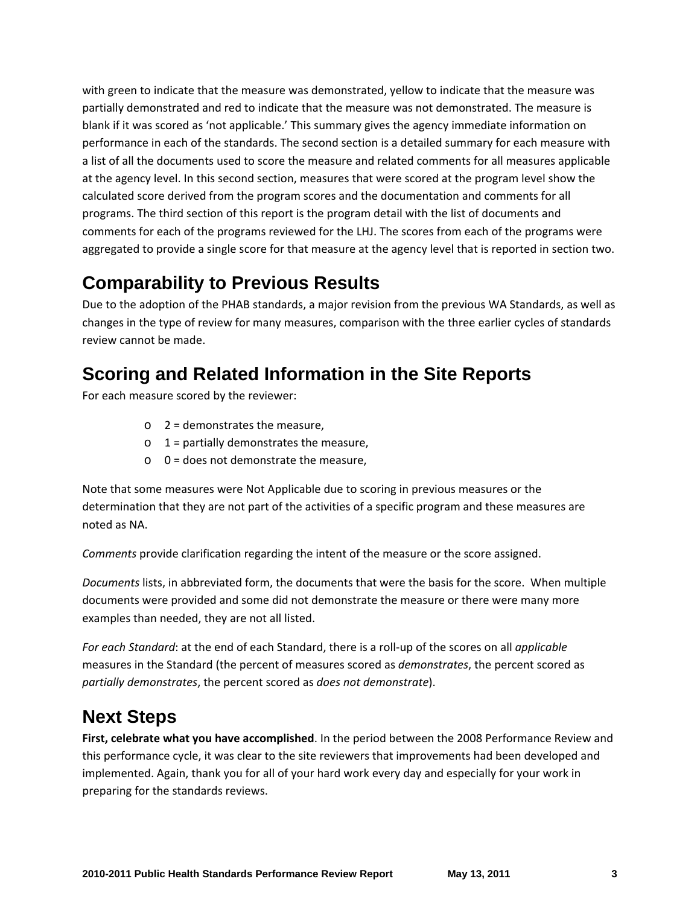with green to indicate that the measure was demonstrated, yellow to indicate that the measure was partially demonstrated and red to indicate that the measure was not demonstrated. The measure is blank if it was scored as 'not applicable.' This summary gives the agency immediate information on performance in each of the standards. The second section is a detailed summary for each measure with a list of all the documents used to score the measure and related comments for all measures applicable at the agency level. In this second section, measures that were scored at the program level show the calculated score derived from the program scores and the documentation and comments for all programs. The third section of this report is the program detail with the list of documents and comments for each of the programs reviewed for the LHJ. The scores from each of the programs were aggregated to provide a single score for that measure at the agency level that is reported in section two.

## Comparability to Previous Results

Due to the adoption of the PHAB standards, a major revision from the previous WA Standards, as well as changes in the type of review for many measures, comparison with the three earlier cycles of standards review cannot be made.

## Scoring and Related Information in the Site Reports

For each measure scored by the reviewer:

- 2 = demonstrates the measure,
- 1 = partially demonstrates the measure,
- 0 = does not demonstrate the measure,

Note that some measures were Not Applicable due to scoring in previous measures or the determination that they are not part of the activities of a specific program and these measures are noted as NA.

*Comments* provide clarification regarding the intent of the measure or the score assigned.

*Documents* lists, in abbreviated form, the documents that were the basis for the score. When multiple documents were provided and some did not demonstrate the measure or there were many more examples than needed, they are not all listed.

*For each Standard*: at the end of each Standard, there is a roll-up of the scores on all *applicable* measures in the Standard (the percent of measures scored as *demonstrates*, the percent scored as *partially demonstrates*, the percent scored as *does not demonstrate*).

## Next Steps

**First, celebrate what you have accomplished**. In the period between the 2008 Performance Review and this performance cycle, it was clear to the site reviewers that improvements had been developed and implemented. Again, thank you for all of your hard work every day and especially for your work in preparing for the standards reviews.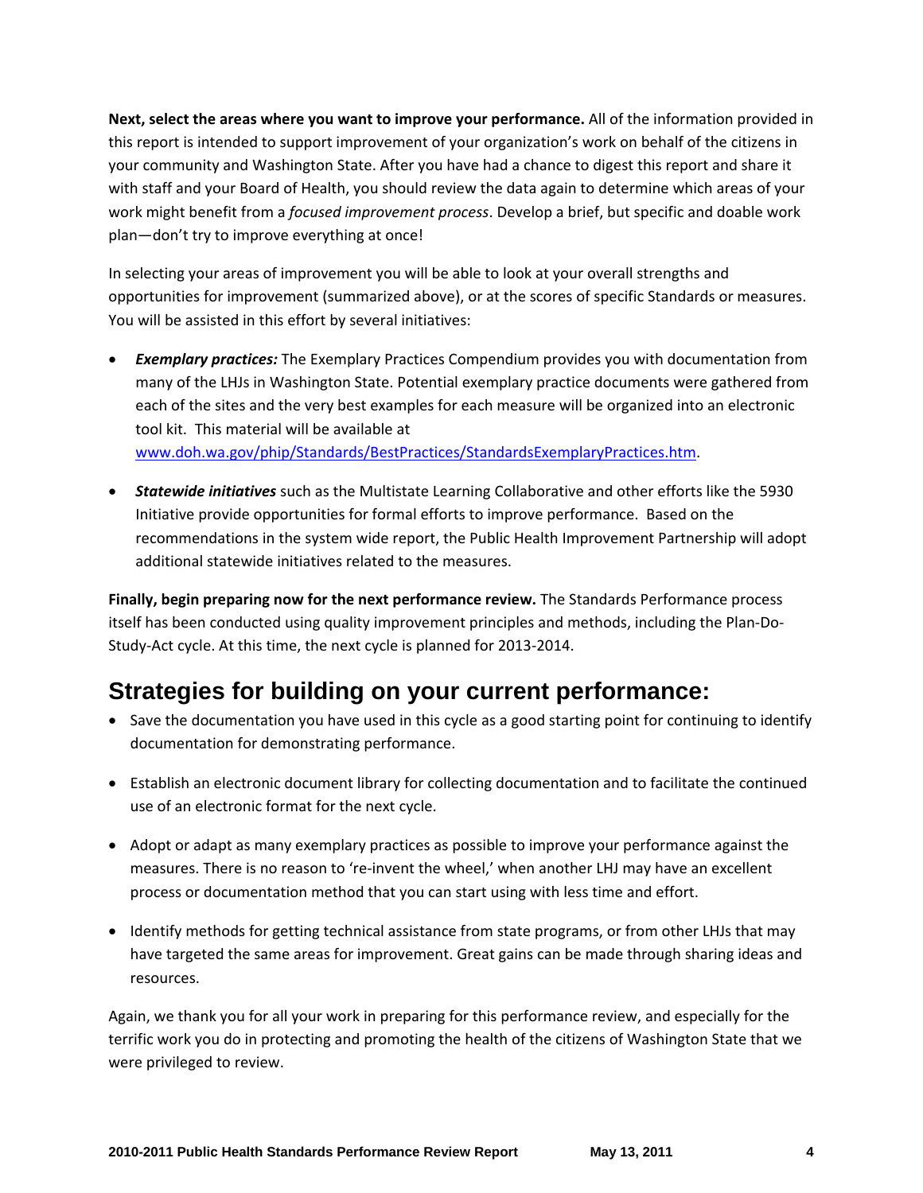**Next, select the areas where you want to improve your performance.** All of the information provided in this report is intended to support improvement of your organization's work on behalf of the citizens in your community and Washington State. After you have had a chance to digest this report and share it with staff and your Board of Health, you should review the data again to determine which areas of your work might benefit from a *focused improvement process*. Develop a brief, but specific and doable work plan—don't try to improve everything at once!

In selecting your areas of improvement you will be able to look at your overall strengths and opportunities for improvement (summarized above), or at the scores of specific Standards or measures. You will be assisted in this effort by several initiatives:

- ***Exemplary practices:*** The Exemplary Practices Compendium provides you with documentation from many of the LHJs in Washington State. Potential exemplary practice documents were gathered from each of the sites and the very best examples for each measure will be organized into an electronic tool kit. This material will be available at www.doh.wa.gov/phip/Standards/BestPractices/StandardsExemplaryPractices.htm.
- ***Statewide initiatives*** such as the Multistate Learning Collaborative and other efforts like the 5930 Initiative provide opportunities for formal efforts to improve performance. Based on the recommendations in the system wide report, the Public Health Improvement Partnership will adopt additional statewide initiatives related to the measures.

**Finally, begin preparing now for the next performance review.** The Standards Performance process itself has been conducted using quality improvement principles and methods, including the Plan-Do-Study-Act cycle. At this time, the next cycle is planned for 2013-2014.

## Strategies for building on your current performance:

- Save the documentation you have used in this cycle as a good starting point for continuing to identify documentation for demonstrating performance.
- Establish an electronic document library for collecting documentation and to facilitate the continued use of an electronic format for the next cycle.
- Adopt or adapt as many exemplary practices as possible to improve your performance against the measures. There is no reason to 're-invent the wheel,' when another LHJ may have an excellent process or documentation method that you can start using with less time and effort.
- Identify methods for getting technical assistance from state programs, or from other LHJs that may have targeted the same areas for improvement. Great gains can be made through sharing ideas and resources.

Again, we thank you for all your work in preparing for this performance review, and especially for the terrific work you do in protecting and promoting the health of the citizens of Washington State that we were privileged to review.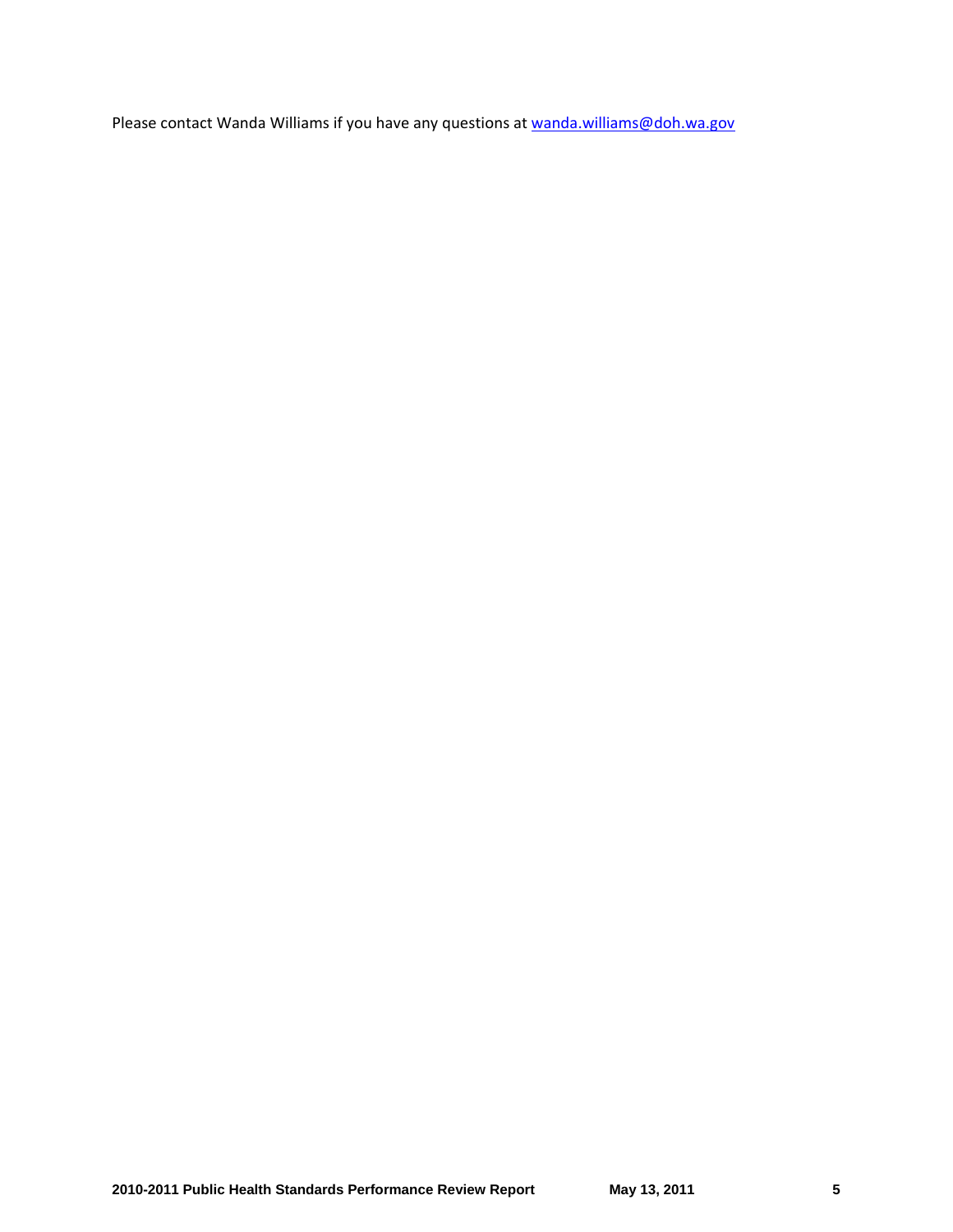Please contact Wanda Williams if you have any questions at [wanda.williams@doh.wa.gov](mailto:wanda.williams@doh.wa.gov)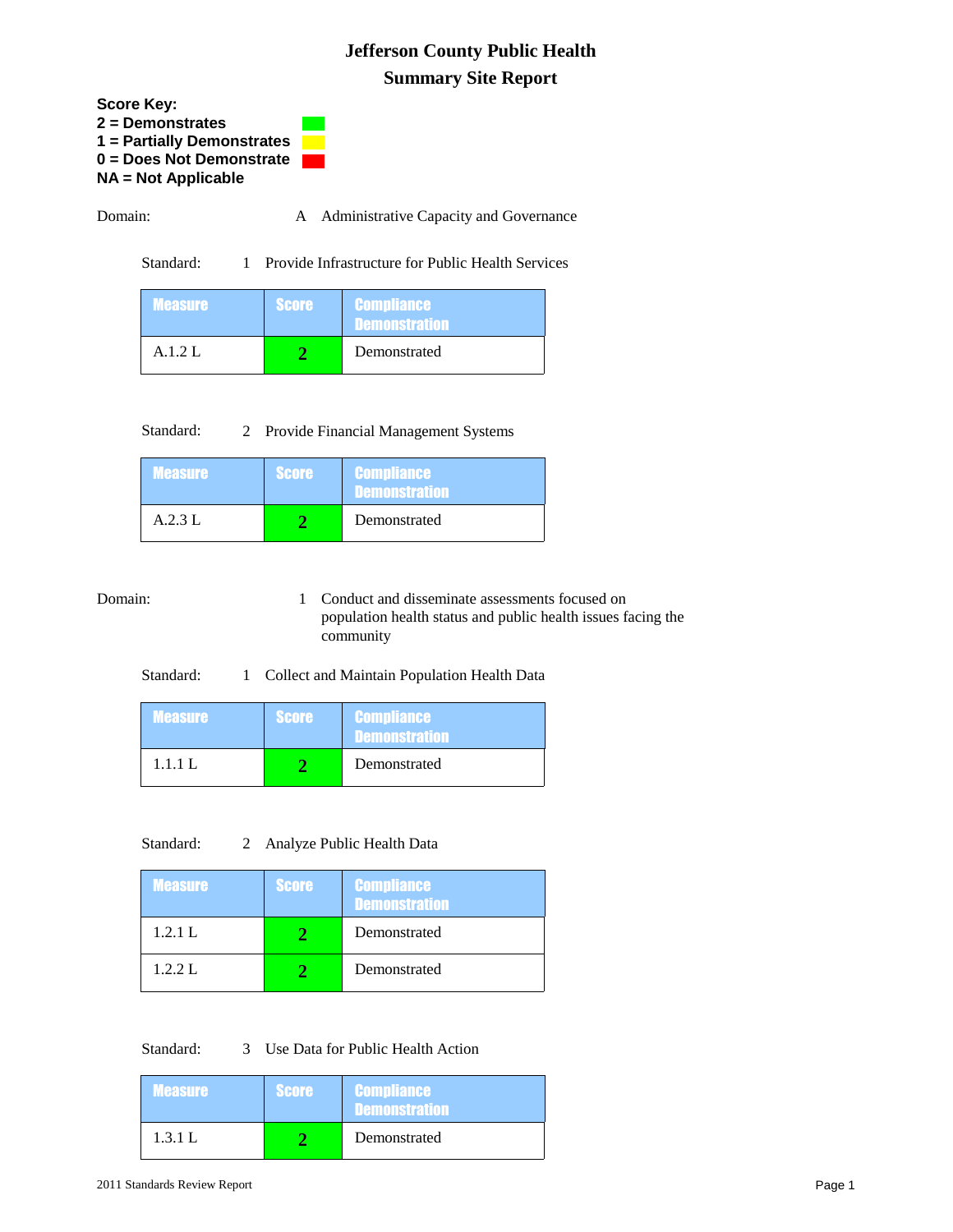# Jefferson County Public Health

## Summary Site Report

**Score Key:**
**2 = Demonstrates**
**1 = Partially Demonstrates**
**0 = Does Not Demonstrate**
**NA = Not Applicable**

Domain: A Administrative Capacity and Governance

Standard: 1 Provide Infrastructure for Public Health Services

| Measure | Score | Compliance Demonstration |
|---|---|---|
| A.1.2 L | 2 | Demonstrated |

Standard: 2 Provide Financial Management Systems

| Measure | Score | Compliance Demonstration |
|---|---|---|
| A.2.3 L | 2 | Demonstrated |

Domain: 1 Conduct and disseminate assessments focused on population health status and public health issues facing the community

Standard: 1 Collect and Maintain Population Health Data

| Measure | Score | Compliance Demonstration |
|---|---|---|
| 1.1.1 L | 2 | Demonstrated |

Standard: 2 Analyze Public Health Data

| Measure | Score | Compliance Demonstration |
|---|---|---|
| 1.2.1 L | 2 | Demonstrated |
| 1.2.2 L | 2 | Demonstrated |

Standard: 3 Use Data for Public Health Action

| Measure | Score | Compliance Demonstration |
|---|---|---|
| 1.3.1 L | 2 | Demonstrated |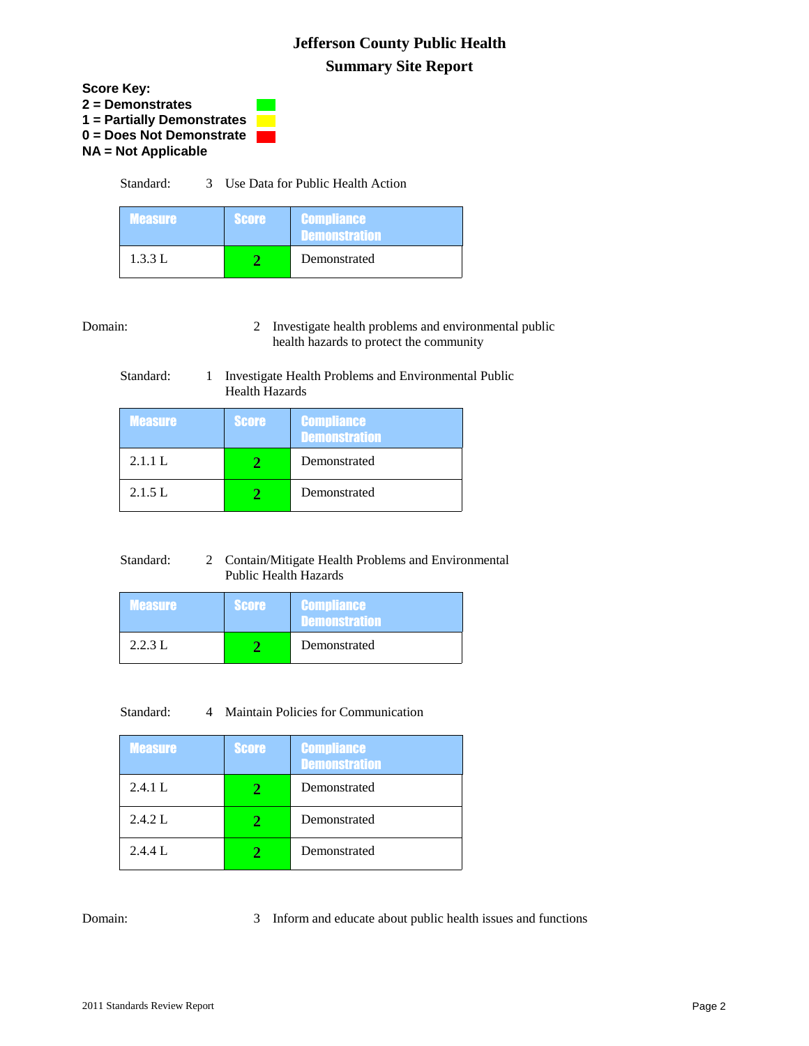# Jefferson County Public Health

## Summary Site Report

**Score Key:**
**2 = Demonstrates**
**1 = Partially Demonstrates**
**0 = Does Not Demonstrate**
**NA = Not Applicable**

Standard: 3 Use Data for Public Health Action

| Measure | Score | Compliance Demonstration |
|---|---|---|
| 1.3.3 L | 2 | Demonstrated |

Domain: 2 Investigate health problems and environmental public health hazards to protect the community

Standard: 1 Investigate Health Problems and Environmental Public Health Hazards

| Measure | Score | Compliance Demonstration |
|---|---|---|
| 2.1.1 L | 2 | Demonstrated |
| 2.1.5 L | 2 | Demonstrated |

Standard: 2 Contain/Mitigate Health Problems and Environmental Public Health Hazards

| Measure | Score | Compliance Demonstration |
|---|---|---|
| 2.2.3 L | 2 | Demonstrated |

Standard: 4 Maintain Policies for Communication

| Measure | Score | Compliance Demonstration |
|---|---|---|
| 2.4.1 L | 2 | Demonstrated |
| 2.4.2 L | 2 | Demonstrated |
| 2.4.4 L | 2 | Demonstrated |

Domain: 3 Inform and educate about public health issues and functions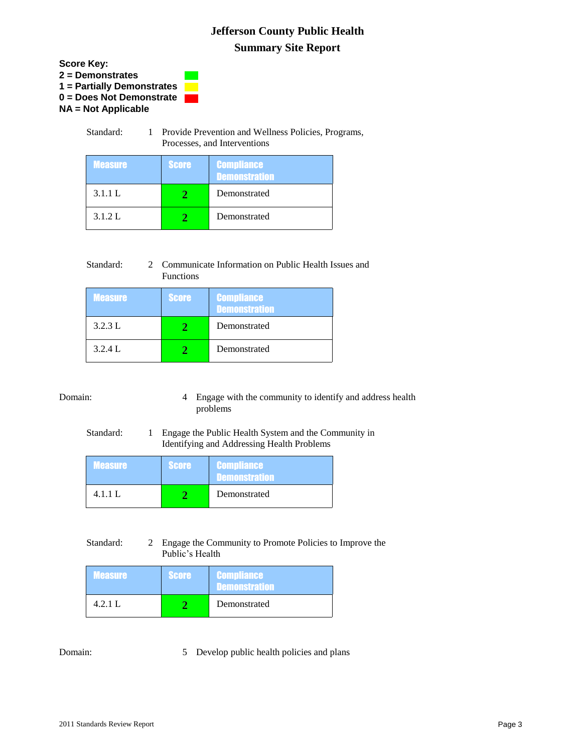# Jefferson County Public Health

## Summary Site Report

**Score Key:**
**2 = Demonstrates**
**1 = Partially Demonstrates**
**0 = Does Not Demonstrate**
**NA = Not Applicable**

Standard: 1 Provide Prevention and Wellness Policies, Programs, Processes, and Interventions

| Measure | Score | Compliance Demonstration |
|---|---|---|
| 3.1.1 L | 2 | Demonstrated |
| 3.1.2 L | 2 | Demonstrated |

Standard: 2 Communicate Information on Public Health Issues and Functions

| Measure | Score | Compliance Demonstration |
|---|---|---|
| 3.2.3 L | 2 | Demonstrated |
| 3.2.4 L | 2 | Demonstrated |

Domain: 4 Engage with the community to identify and address health problems

Standard: 1 Engage the Public Health System and the Community in Identifying and Addressing Health Problems

| Measure | Score | Compliance Demonstration |
|---|---|---|
| 4.1.1 L | 2 | Demonstrated |

Standard: 2 Engage the Community to Promote Policies to Improve the Public's Health

| Measure | Score | Compliance Demonstration |
|---|---|---|
| 4.2.1 L | 2 | Demonstrated |

Domain: 5 Develop public health policies and plans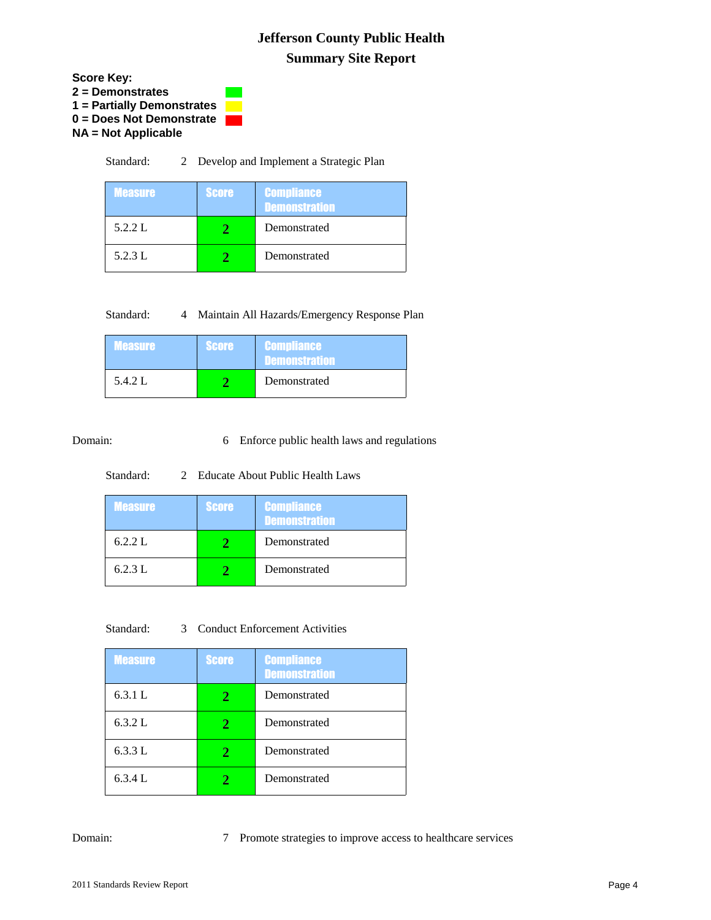# Jefferson County Public Health

## Summary Site Report

**Score Key:**
**2 = Demonstrates**
**1 = Partially Demonstrates**
**0 = Does Not Demonstrate**
**NA = Not Applicable**

Standard: 2 Develop and Implement a Strategic Plan

| Measure | Score | Compliance Demonstration |
| --- | --- | --- |
| 5.2.2 L | 2 | Demonstrated |
| 5.2.3 L | 2 | Demonstrated |

Standard: 4 Maintain All Hazards/Emergency Response Plan

| Measure | Score | Compliance Demonstration |
| --- | --- | --- |
| 5.4.2 L | 2 | Demonstrated |

Domain: 6 Enforce public health laws and regulations

Standard: 2 Educate About Public Health Laws

| Measure | Score | Compliance Demonstration |
| --- | --- | --- |
| 6.2.2 L | 2 | Demonstrated |
| 6.2.3 L | 2 | Demonstrated |

Standard: 3 Conduct Enforcement Activities

| Measure | Score | Compliance Demonstration |
| --- | --- | --- |
| 6.3.1 L | 2 | Demonstrated |
| 6.3.2 L | 2 | Demonstrated |
| 6.3.3 L | 2 | Demonstrated |
| 6.3.4 L | 2 | Demonstrated |

Domain: 7 Promote strategies to improve access to healthcare services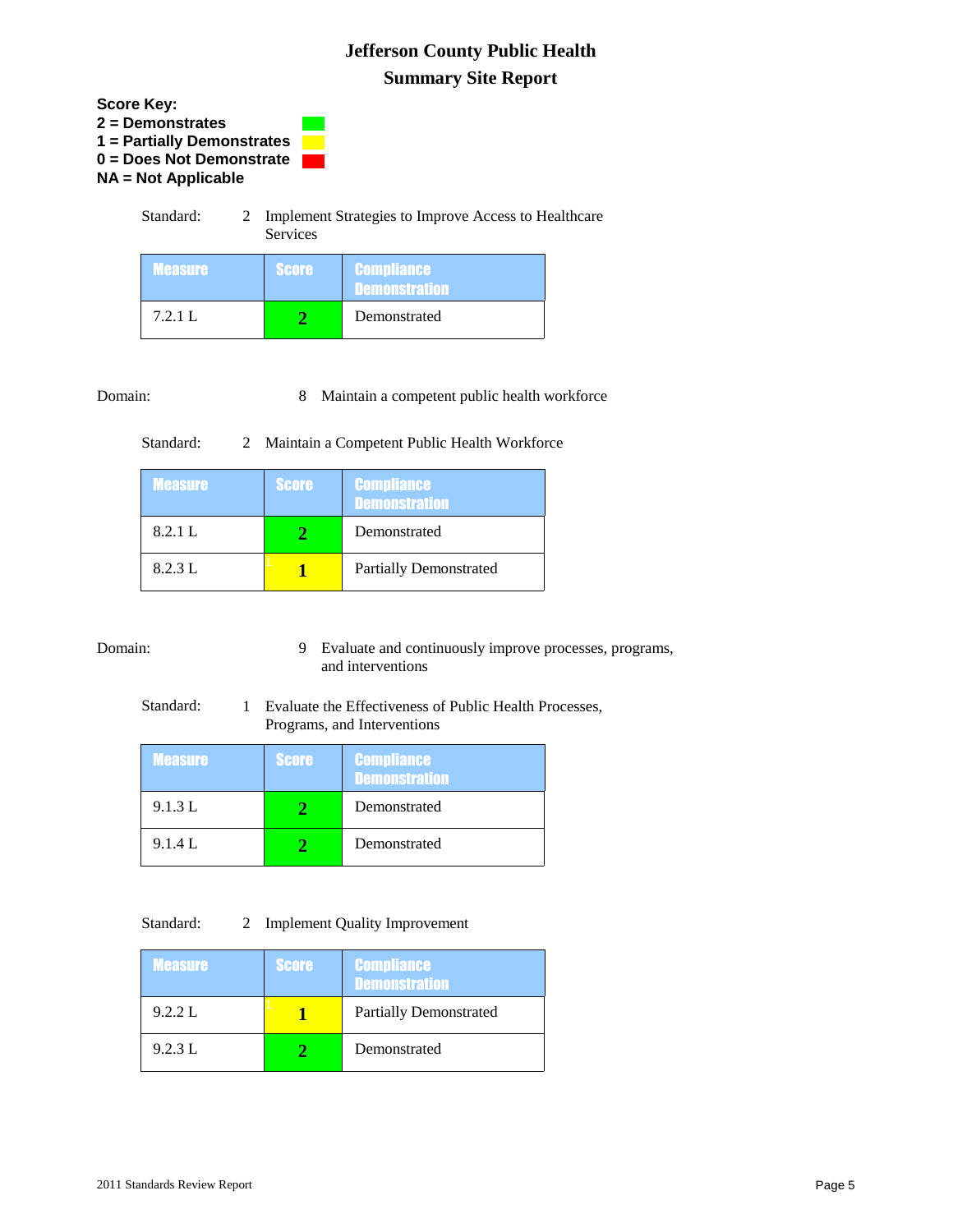# Jefferson County Public Health

## Summary Site Report

**Score Key:**
**2 = Demonstrates**
**1 = Partially Demonstrates**
**0 = Does Not Demonstrate**
**NA = Not Applicable**

Standard: 2 Implement Strategies to Improve Access to Healthcare Services

| Measure | Score | Compliance Demonstration |
| --- | --- | --- |
| 7.2.1 L | 2 | Demonstrated |

Domain: 8 Maintain a competent public health workforce

Standard: 2 Maintain a Competent Public Health Workforce

| Measure | Score | Compliance Demonstration |
| --- | --- | --- |
| 8.2.1 L | 2 | Demonstrated |
| 8.2.3 L | 1 | Partially Demonstrated |

Domain: 9 Evaluate and continuously improve processes, programs, and interventions

Standard: 1 Evaluate the Effectiveness of Public Health Processes, Programs, and Interventions

| Measure | Score | Compliance Demonstration |
| --- | --- | --- |
| 9.1.3 L | 2 | Demonstrated |
| 9.1.4 L | 2 | Demonstrated |

Standard: 2 Implement Quality Improvement

| Measure | Score | Compliance Demonstration |
| --- | --- | --- |
| 9.2.2 L | 1 | Partially Demonstrated |
| 9.2.3 L | 2 | Demonstrated |

2011 Standards Review Report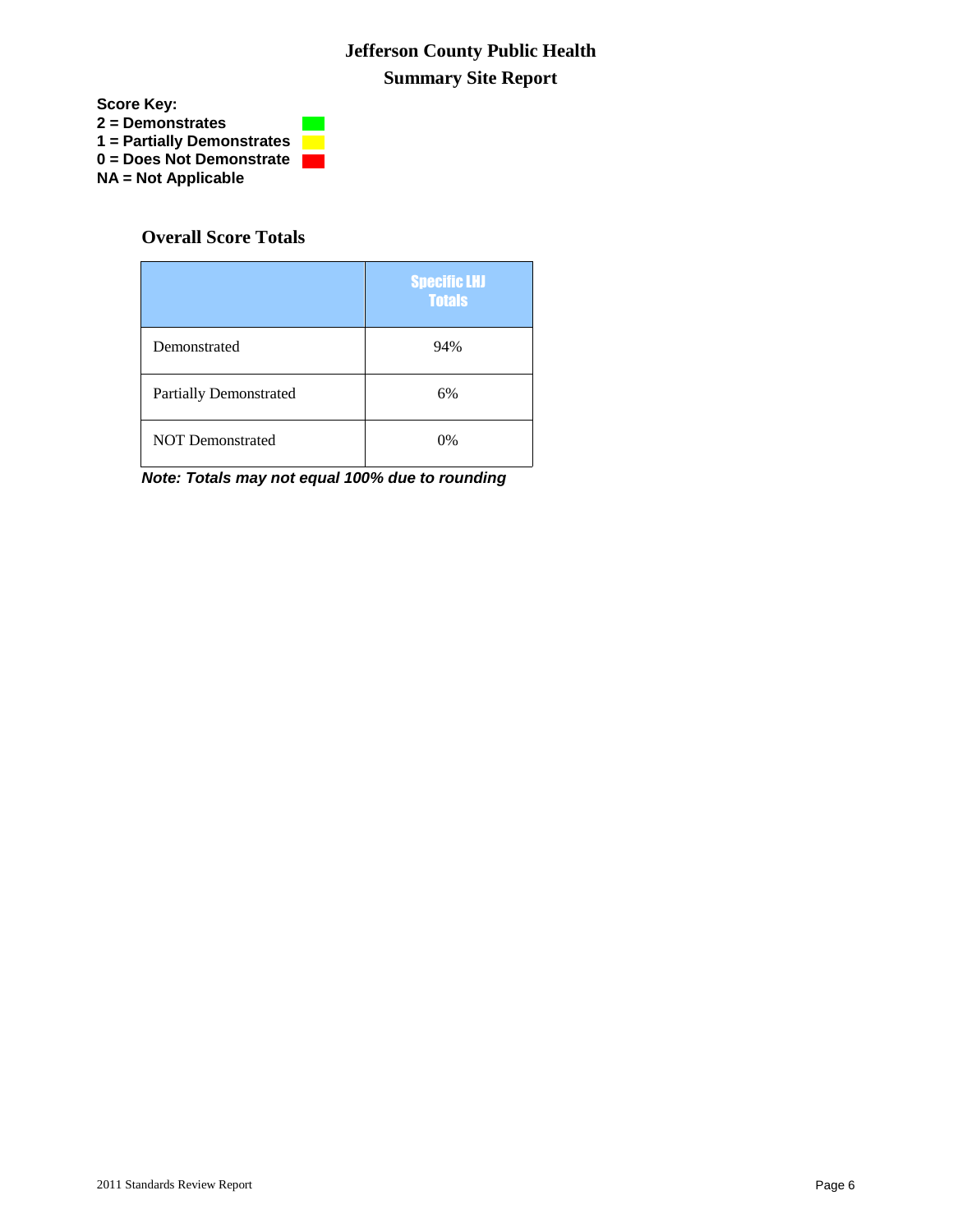# Jefferson County Public Health

## Summary Site Report

**Score Key:**
**2 = Demonstrates**
**1 = Partially Demonstrates**
**0 = Does Not Demonstrate**
**NA = Not Applicable**

### Overall Score Totals

| | Specific LHJ Totals |
|---|---|
| Demonstrated | 94% |
| Partially Demonstrated | 6% |
| NOT Demonstrated | 0% |

***Note: Totals may not equal 100% due to rounding***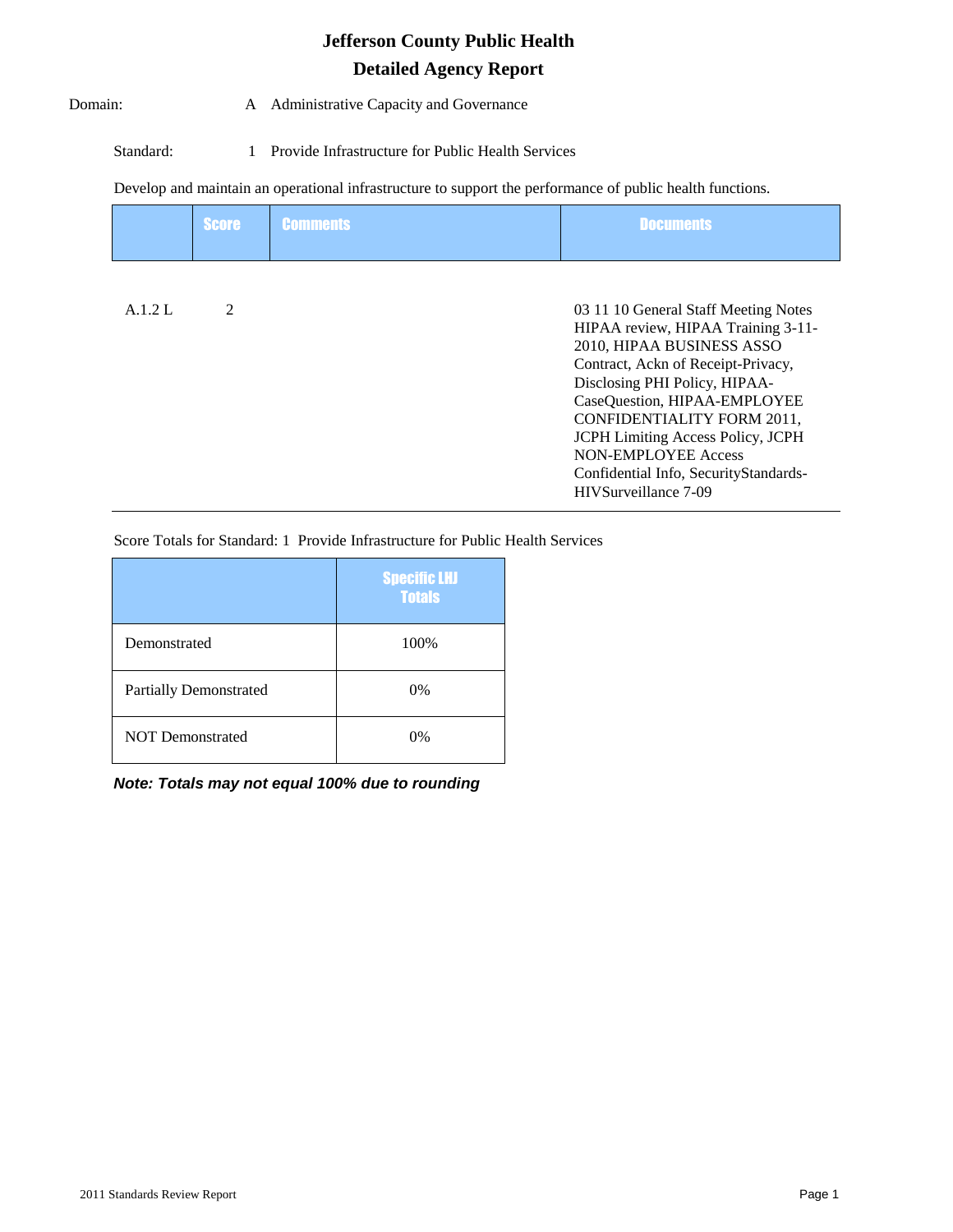# Jefferson County Public Health

## Detailed Agency Report

Domain: A Administrative Capacity and Governance

Standard: 1 Provide Infrastructure for Public Health Services

Develop and maintain an operational infrastructure to support the performance of public health functions.

| | Score | Comments | Documents |
|---|---|---|---|
| A.1.2 L | 2 | | 03 11 10 General Staff Meeting Notes HIPAA review, HIPAA Training 3-11-2010, HIPAA BUSINESS ASSO Contract, Ackn of Receipt-Privacy, Disclosing PHI Policy, HIPAA-CaseQuestion, HIPAA-EMPLOYEE CONFIDENTIALITY FORM 2011, JCPH Limiting Access Policy, JCPH NON-EMPLOYEE Access Confidential Info, SecurityStandards-HIVSurveillance 7-09 |

Score Totals for Standard: 1 Provide Infrastructure for Public Health Services

| | Specific LHJ Totals |
|---|---|
| Demonstrated | 100% |
| Partially Demonstrated | 0% |
| NOT Demonstrated | 0% |

***Note: Totals may not equal 100% due to rounding***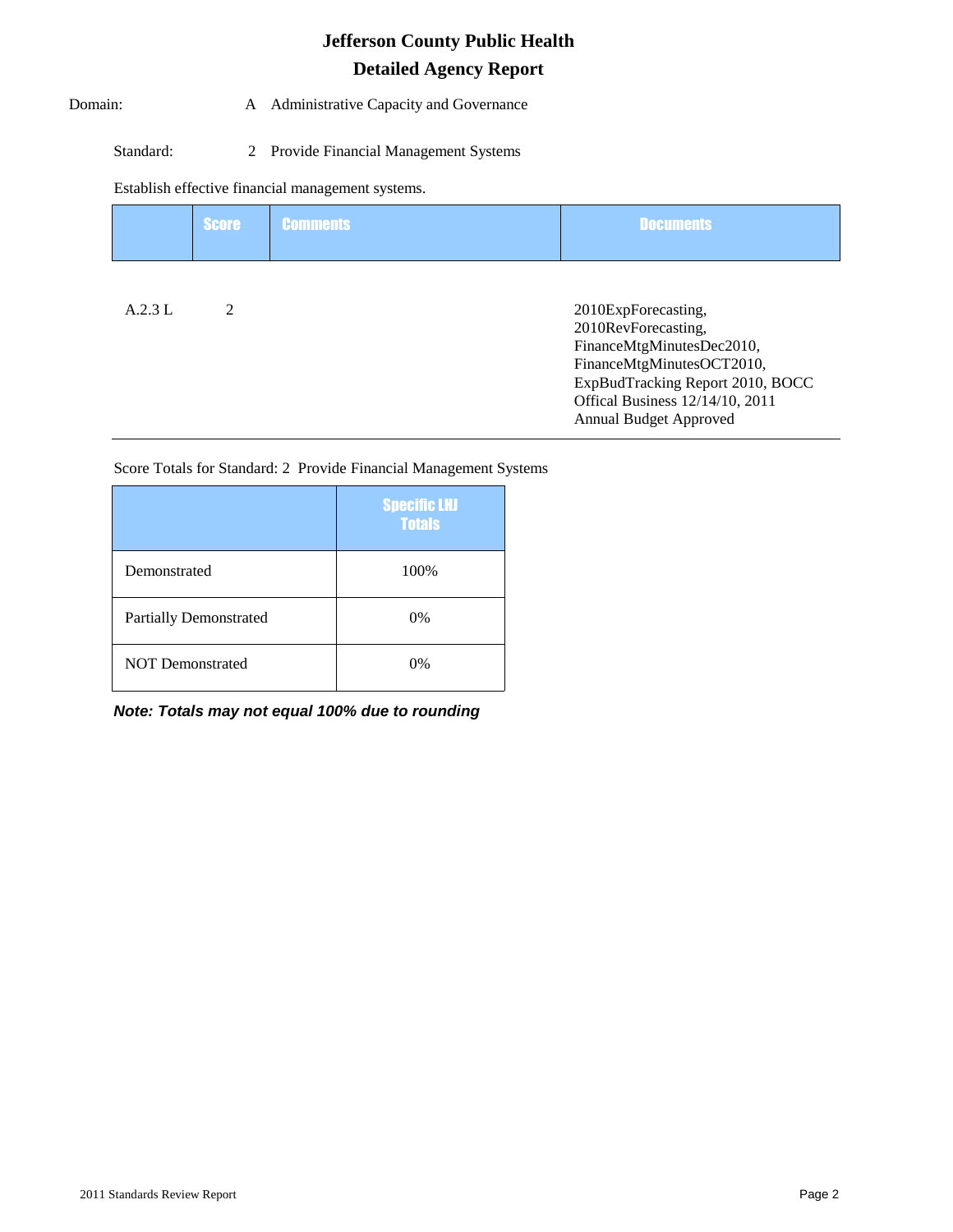# Jefferson County Public Health

## Detailed Agency Report

Domain: A Administrative Capacity and Governance

Standard: 2 Provide Financial Management Systems

Establish effective financial management systems.

| | Score | Comments | Documents |
|---|---|---|---|
| A.2.3 L | 2 | | 2010ExpForecasting, 2010RevForecasting, FinanceMtgMinutesDec2010, FinanceMtgMinutesOCT2010, ExpBudTracking Report 2010, BOCC Offical Business 12/14/10, 2011 Annual Budget Approved |

Score Totals for Standard: 2 Provide Financial Management Systems

| | Specific LHJ Totals |
|---|---|
| Demonstrated | 100% |
| Partially Demonstrated | 0% |
| NOT Demonstrated | 0% |

***Note: Totals may not equal 100% due to rounding***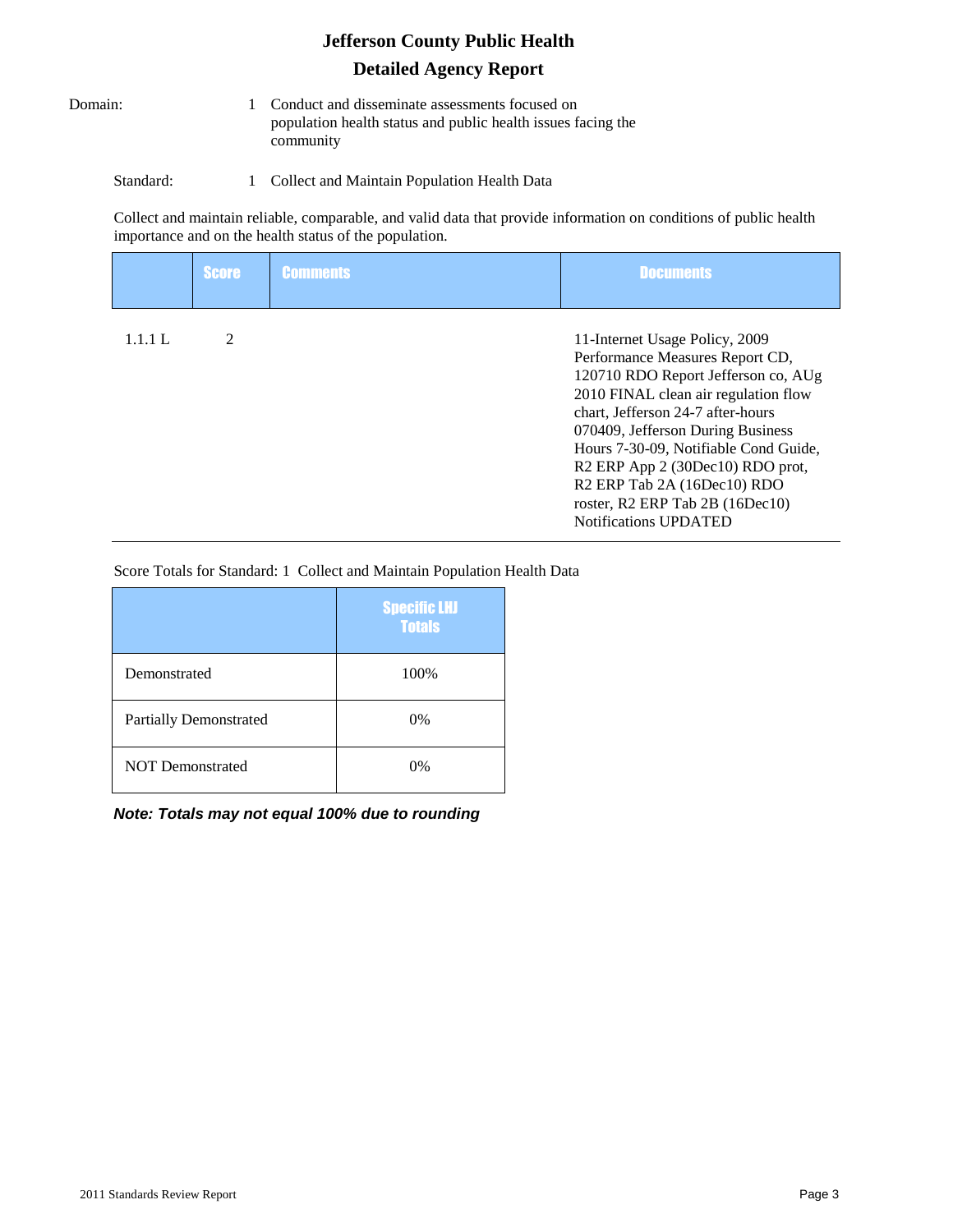# Jefferson County Public Health

## Detailed Agency Report

Domain: 1 Conduct and disseminate assessments focused on population health status and public health issues facing the community

Standard: 1 Collect and Maintain Population Health Data

Collect and maintain reliable, comparable, and valid data that provide information on conditions of public health importance and on the health status of the population.

| | Score | Comments | Documents |
|---|---|---|---|
| 1.1.1 L | 2 | | 11-Internet Usage Policy, 2009 Performance Measures Report CD, 120710 RDO Report Jefferson co, AUg 2010 FINAL clean air regulation flow chart, Jefferson 24-7 after-hours 070409, Jefferson During Business Hours 7-30-09, Notifiable Cond Guide, R2 ERP App 2 (30Dec10) RDO prot, R2 ERP Tab 2A (16Dec10) RDO roster, R2 ERP Tab 2B (16Dec10) Notifications UPDATED |

Score Totals for Standard: 1 Collect and Maintain Population Health Data

| | Specific LHJ Totals |
|---|---|
| Demonstrated | 100% |
| Partially Demonstrated | 0% |
| NOT Demonstrated | 0% |

***Note: Totals may not equal 100% due to rounding***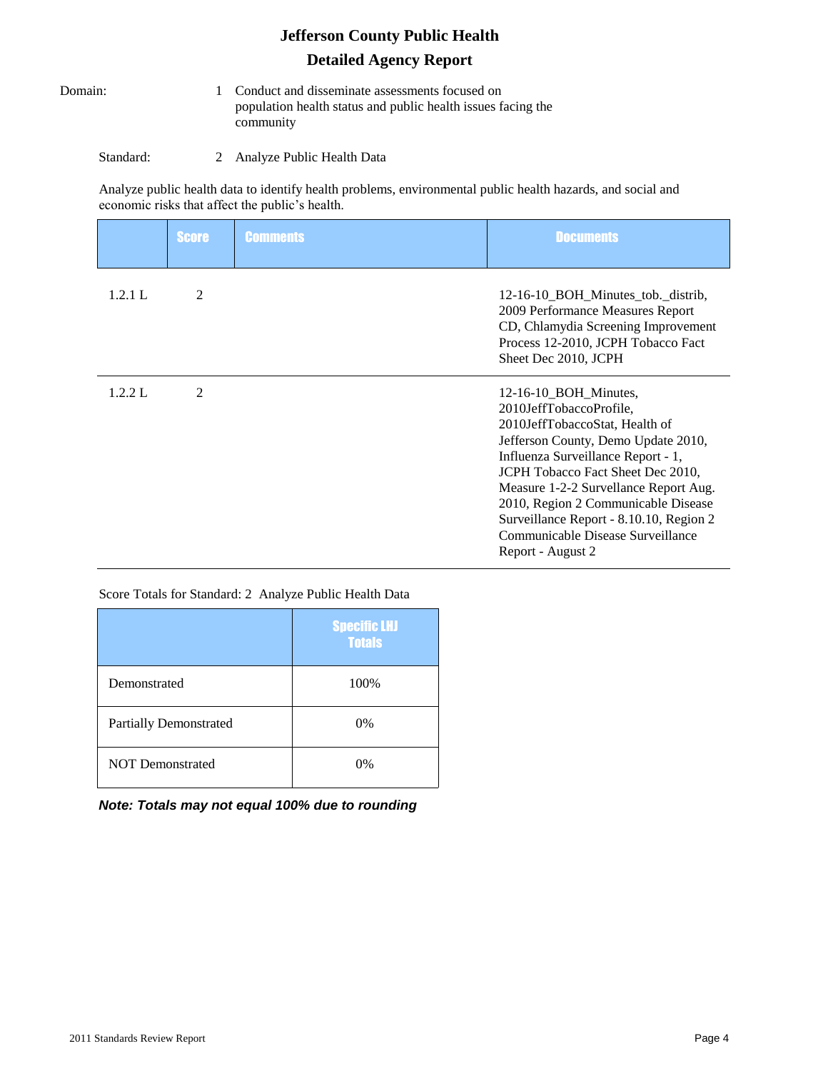# Jefferson County Public Health

## Detailed Agency Report

Domain: 1 Conduct and disseminate assessments focused on population health status and public health issues facing the community

Standard: 2 Analyze Public Health Data

Analyze public health data to identify health problems, environmental public health hazards, and social and economic risks that affect the public's health.

| | Score | Comments | Documents |
|---|---|---|---|
| 1.2.1 L | 2 | | 12-16-10_BOH_Minutes_tob._distrib, 2009 Performance Measures Report CD, Chlamydia Screening Improvement Process 12-2010, JCPH Tobacco Fact Sheet Dec 2010, JCPH |
| 1.2.2 L | 2 | | 12-16-10_BOH_Minutes, 2010JeffTobaccoProfile, 2010JeffTobaccoStat, Health of Jefferson County, Demo Update 2010, Influenza Surveillance Report - 1, JCPH Tobacco Fact Sheet Dec 2010, Measure 1-2-2 Survellance Report Aug. 2010, Region 2 Communicable Disease Surveillance Report - 8.10.10, Region 2 Communicable Disease Surveillance Report - August 2 |

Score Totals for Standard: 2 Analyze Public Health Data

| | Specific LHJ Totals |
|---|---|
| Demonstrated | 100% |
| Partially Demonstrated | 0% |
| NOT Demonstrated | 0% |

***Note: Totals may not equal 100% due to rounding***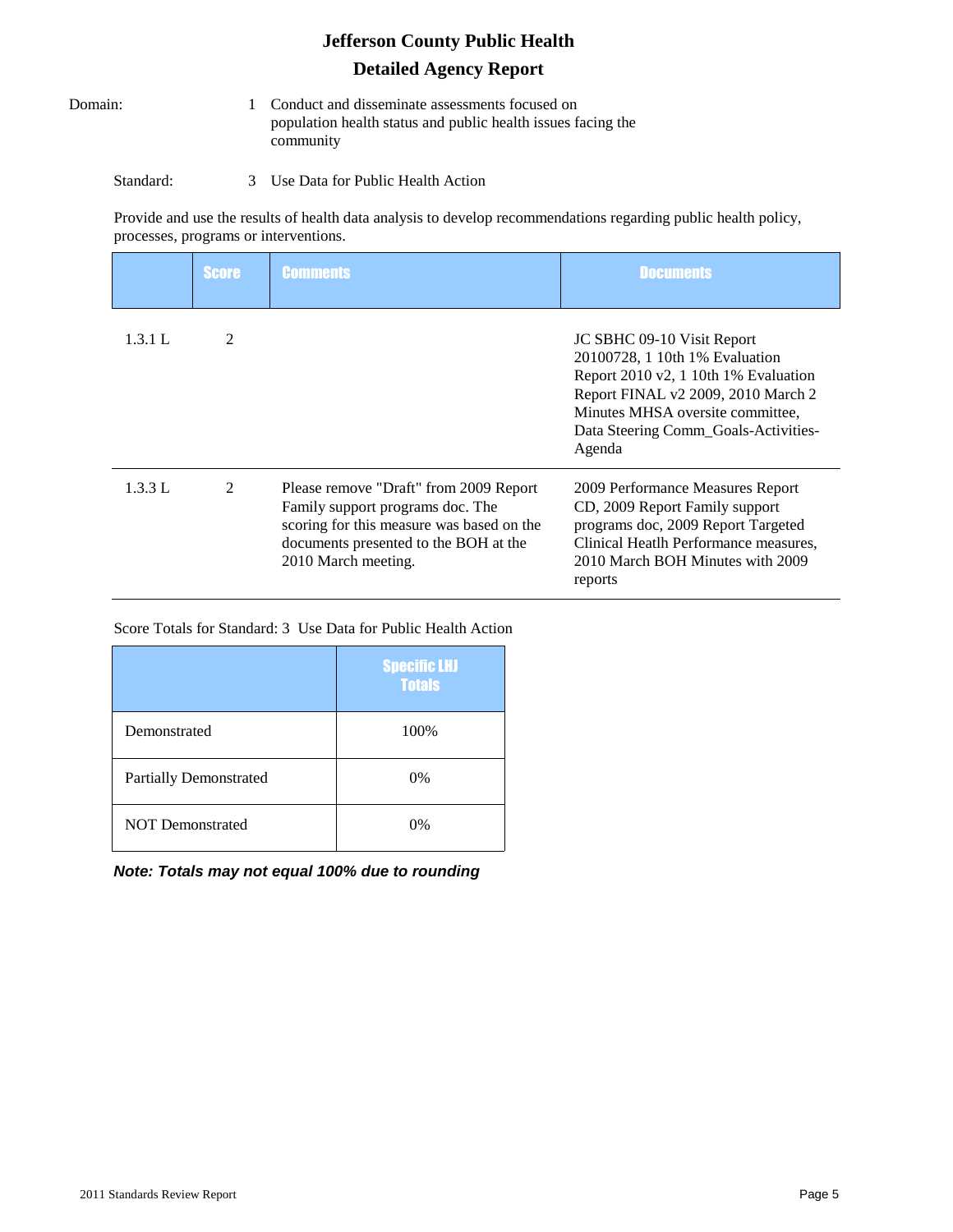# Jefferson County Public Health

## Detailed Agency Report

Domain: 1 Conduct and disseminate assessments focused on population health status and public health issues facing the community

Standard: 3 Use Data for Public Health Action

Provide and use the results of health data analysis to develop recommendations regarding public health policy, processes, programs or interventions.

| | Score | Comments | Documents |
|---|---|---|---|
| 1.3.1 L | 2 | | JC SBHC 09-10 Visit Report 20100728, 1 10th 1% Evaluation Report 2010 v2, 1 10th 1% Evaluation Report FINAL v2 2009, 2010 March 2 Minutes MHSA oversite committee, Data Steering Comm_Goals-Activities-Agenda |
| 1.3.3 L | 2 | Please remove "Draft" from 2009 Report Family support programs doc. The scoring for this measure was based on the documents presented to the BOH at the 2010 March meeting. | 2009 Performance Measures Report CD, 2009 Report Family support programs doc, 2009 Report Targeted Clinical Heatlh Performance measures, 2010 March BOH Minutes with 2009 reports |

Score Totals for Standard: 3 Use Data for Public Health Action

| | Specific LHJ Totals |
|---|---|
| Demonstrated | 100% |
| Partially Demonstrated | 0% |
| NOT Demonstrated | 0% |

***Note: Totals may not equal 100% due to rounding***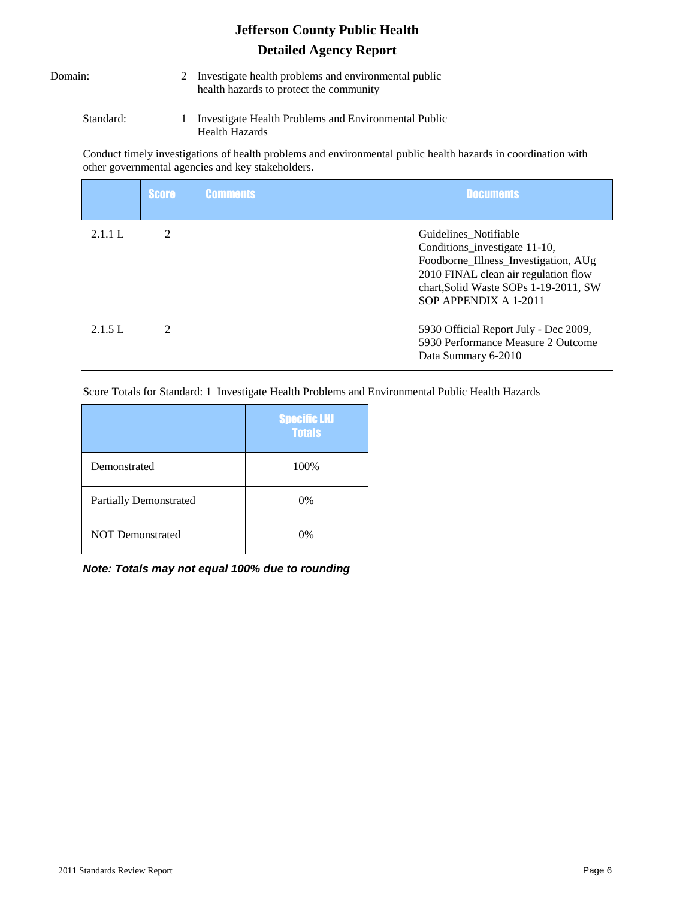# Jefferson County Public Health

## Detailed Agency Report

Domain: 2 Investigate health problems and environmental public health hazards to protect the community

Standard: 1 Investigate Health Problems and Environmental Public Health Hazards

Conduct timely investigations of health problems and environmental public health hazards in coordination with other governmental agencies and key stakeholders.

| | Score | Comments | Documents |
|---|---|---|---|
| 2.1.1 L | 2 | | Guidelines_Notifiable Conditions_investigate 11-10, Foodborne_Illness_Investigation, AUg 2010 FINAL clean air regulation flow chart,Solid Waste SOPs 1-19-2011, SW SOP APPENDIX A 1-2011 |
| 2.1.5 L | 2 | | 5930 Official Report July - Dec 2009, 5930 Performance Measure 2 Outcome Data Summary 6-2010 |

Score Totals for Standard: 1 Investigate Health Problems and Environmental Public Health Hazards

| | Specific LHJ Totals |
|---|---|
| Demonstrated | 100% |
| Partially Demonstrated | 0% |
| NOT Demonstrated | 0% |

***Note: Totals may not equal 100% due to rounding***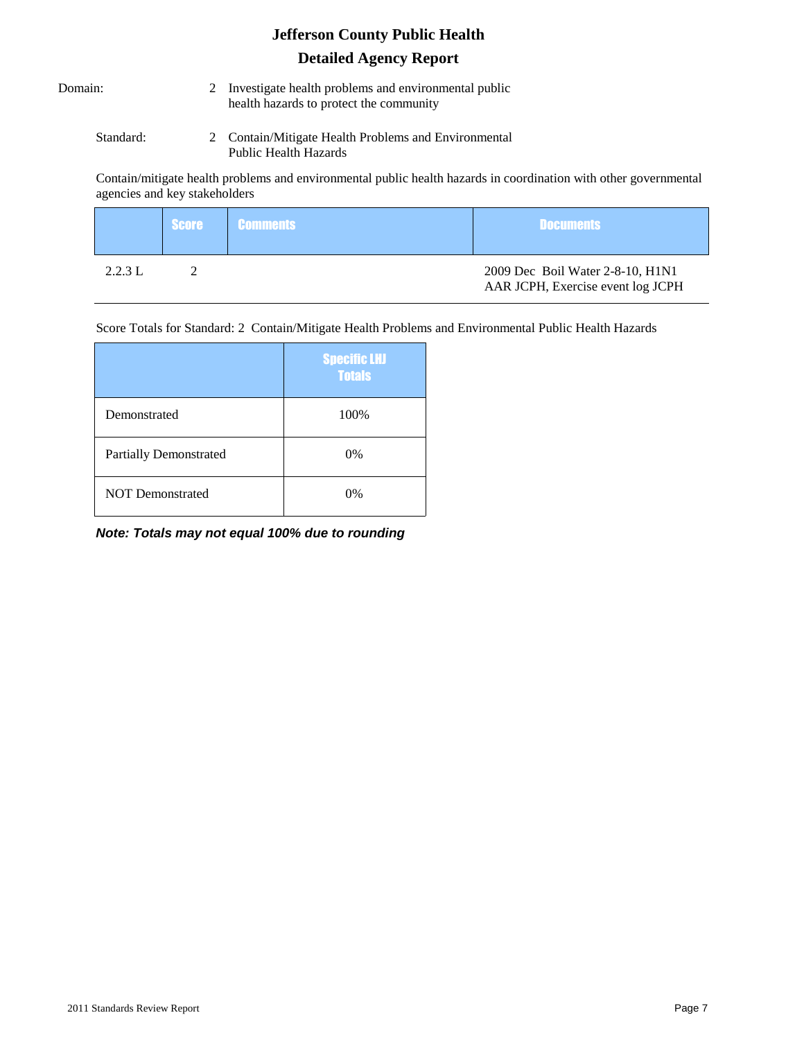# Jefferson County Public Health

## Detailed Agency Report

Domain: 2 Investigate health problems and environmental public health hazards to protect the community

Standard: 2 Contain/Mitigate Health Problems and Environmental Public Health Hazards

Contain/mitigate health problems and environmental public health hazards in coordination with other governmental agencies and key stakeholders

| | Score | Comments | Documents |
|---|---|---|---|
| 2.2.3 L | 2 | | 2009 Dec Boil Water 2-8-10, H1N1 AAR JCPH, Exercise event log JCPH |

Score Totals for Standard: 2 Contain/Mitigate Health Problems and Environmental Public Health Hazards

| | Specific LHJ Totals |
|---|---|
| Demonstrated | 100% |
| Partially Demonstrated | 0% |
| NOT Demonstrated | 0% |

***Note: Totals may not equal 100% due to rounding***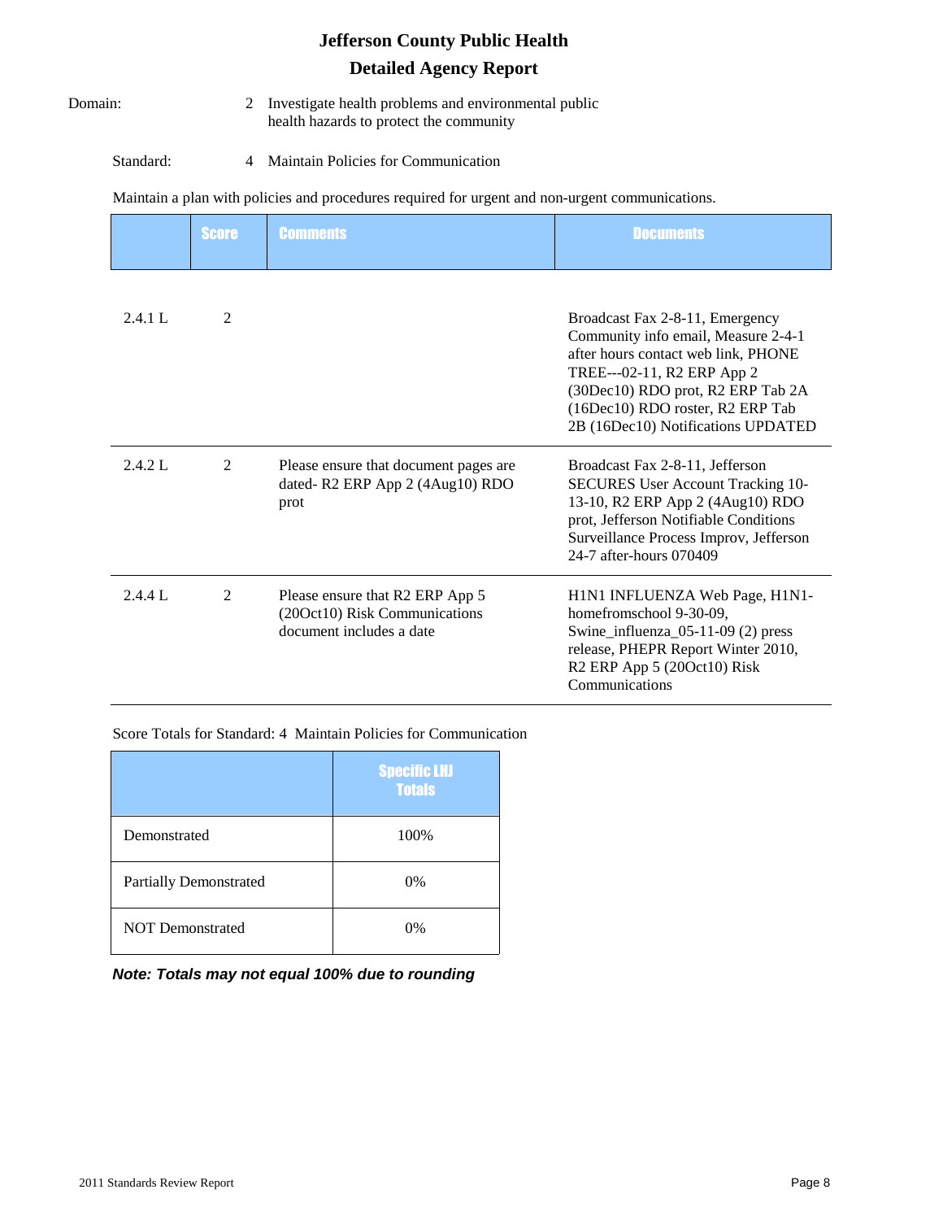# Jefferson County Public Health

## Detailed Agency Report

Domain: 2 Investigate health problems and environmental public health hazards to protect the community

Standard: 4 Maintain Policies for Communication

Maintain a plan with policies and procedures required for urgent and non-urgent communications.

| | Score | Comments | Documents |
|---|---|---|---|
| 2.4.1 L | 2 | | Broadcast Fax 2-8-11, Emergency Community info email, Measure 2-4-1 after hours contact web link, PHONE TREE---02-11, R2 ERP App 2 (30Dec10) RDO prot, R2 ERP Tab 2A (16Dec10) RDO roster, R2 ERP Tab 2B (16Dec10) Notifications UPDATED |
| 2.4.2 L | 2 | Please ensure that document pages are dated- R2 ERP App 2 (4Aug10) RDO prot | Broadcast Fax 2-8-11, Jefferson SECURES User Account Tracking 10-13-10, R2 ERP App 2 (4Aug10) RDO prot, Jefferson Notifiable Conditions Surveillance Process Improv, Jefferson 24-7 after-hours 070409 |
| 2.4.4 L | 2 | Please ensure that R2 ERP App 5 (20Oct10) Risk Communications document includes a date | H1N1 INFLUENZA Web Page, H1N1-homefromschool 9-30-09, Swine_influenza_05-11-09 (2) press release, PHEPR Report Winter 2010, R2 ERP App 5 (20Oct10) Risk Communications |

Score Totals for Standard: 4 Maintain Policies for Communication

| | Specific LHJ Totals |
|---|---|
| Demonstrated | 100% |
| Partially Demonstrated | 0% |
| NOT Demonstrated | 0% |

***Note: Totals may not equal 100% due to rounding***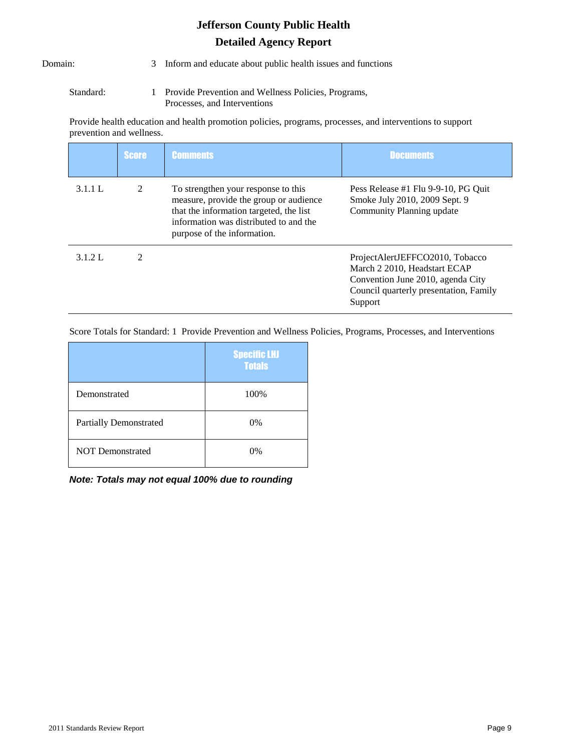# Jefferson County Public Health

## Detailed Agency Report

Domain: 3 Inform and educate about public health issues and functions

Standard: 1 Provide Prevention and Wellness Policies, Programs, Processes, and Interventions

Provide health education and health promotion policies, programs, processes, and interventions to support prevention and wellness.

| | Score | Comments | Documents |
|---|---|---|---|
| 3.1.1 L | 2 | To strengthen your response to this measure, provide the group or audience that the information targeted, the list information was distributed to and the purpose of the information. | Pess Release #1 Flu 9-9-10, PG Quit Smoke July 2010, 2009 Sept. 9 Community Planning update |
| 3.1.2 L | 2 | | ProjectAlertJEFFCO2010, Tobacco March 2 2010, Headstart ECAP Convention June 2010, agenda City Council quarterly presentation, Family Support |

Score Totals for Standard: 1 Provide Prevention and Wellness Policies, Programs, Processes, and Interventions

| | Specific LHJ Totals |
|---|---|
| Demonstrated | 100% |
| Partially Demonstrated | 0% |
| NOT Demonstrated | 0% |

***Note: Totals may not equal 100% due to rounding***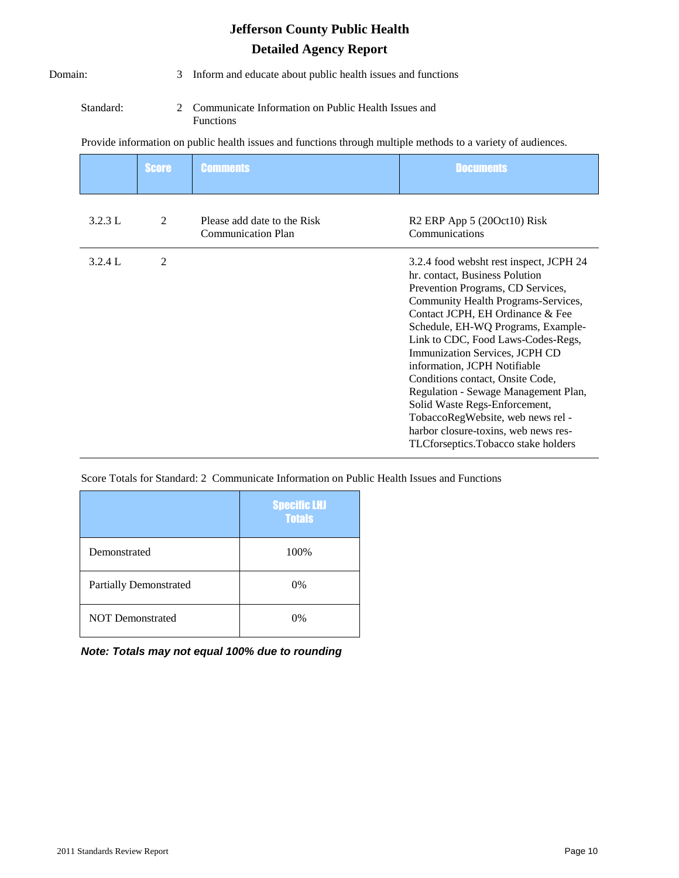# Jefferson County Public Health

## Detailed Agency Report

Domain: 3 Inform and educate about public health issues and functions

Standard: 2 Communicate Information on Public Health Issues and Functions

Provide information on public health issues and functions through multiple methods to a variety of audiences.

| | Score | Comments | Documents |
|---|---|---|---|
| 3.2.3 L | 2 | Please add date to the Risk Communication Plan | R2 ERP App 5 (20Oct10) Risk Communications |
| 3.2.4 L | 2 | | 3.2.4 food websht rest inspect, JCPH 24 hr. contact, Business Polution Prevention Programs, CD Services, Community Health Programs-Services, Contact JCPH, EH Ordinance & Fee Schedule, EH-WQ Programs, Example-Link to CDC, Food Laws-Codes-Regs, Immunization Services, JCPH CD information, JCPH Notifiable Conditions contact, Onsite Code, Regulation - Sewage Management Plan, Solid Waste Regs-Enforcement, TobaccoRegWebsite, web news rel - harbor closure-toxins, web news res-TLCforseptics.Tobacco stake holders |

Score Totals for Standard: 2 Communicate Information on Public Health Issues and Functions

| | Specific LHJ Totals |
|---|---|
| Demonstrated | 100% |
| Partially Demonstrated | 0% |
| NOT Demonstrated | 0% |

***Note: Totals may not equal 100% due to rounding***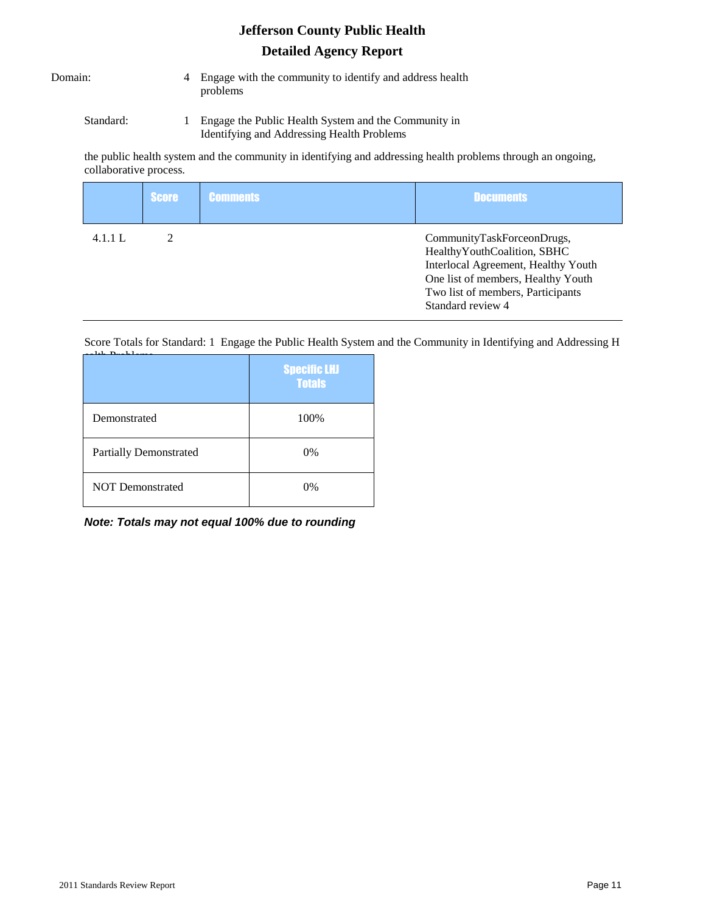# Jefferson County Public Health

## Detailed Agency Report

Domain: 4 Engage with the community to identify and address health problems

Standard: 1 Engage the Public Health System and the Community in Identifying and Addressing Health Problems

the public health system and the community in identifying and addressing health problems through an ongoing, collaborative process.

| | Score | Comments | Documents |
|---|---|---|---|
| 4.1.1 L | 2 | | CommunityTaskForceonDrugs, HealthyYouthCoalition, SBHC Interlocal Agreement, Healthy Youth One list of members, Healthy Youth Two list of members, Participants Standard review 4 |

Score Totals for Standard: 1 Engage the Public Health System and the Community in Identifying and Addressing Health Problems

| | Specific LHJ Totals |
|---|---|
| Demonstrated | 100% |
| Partially Demonstrated | 0% |
| NOT Demonstrated | 0% |

***Note: Totals may not equal 100% due to rounding***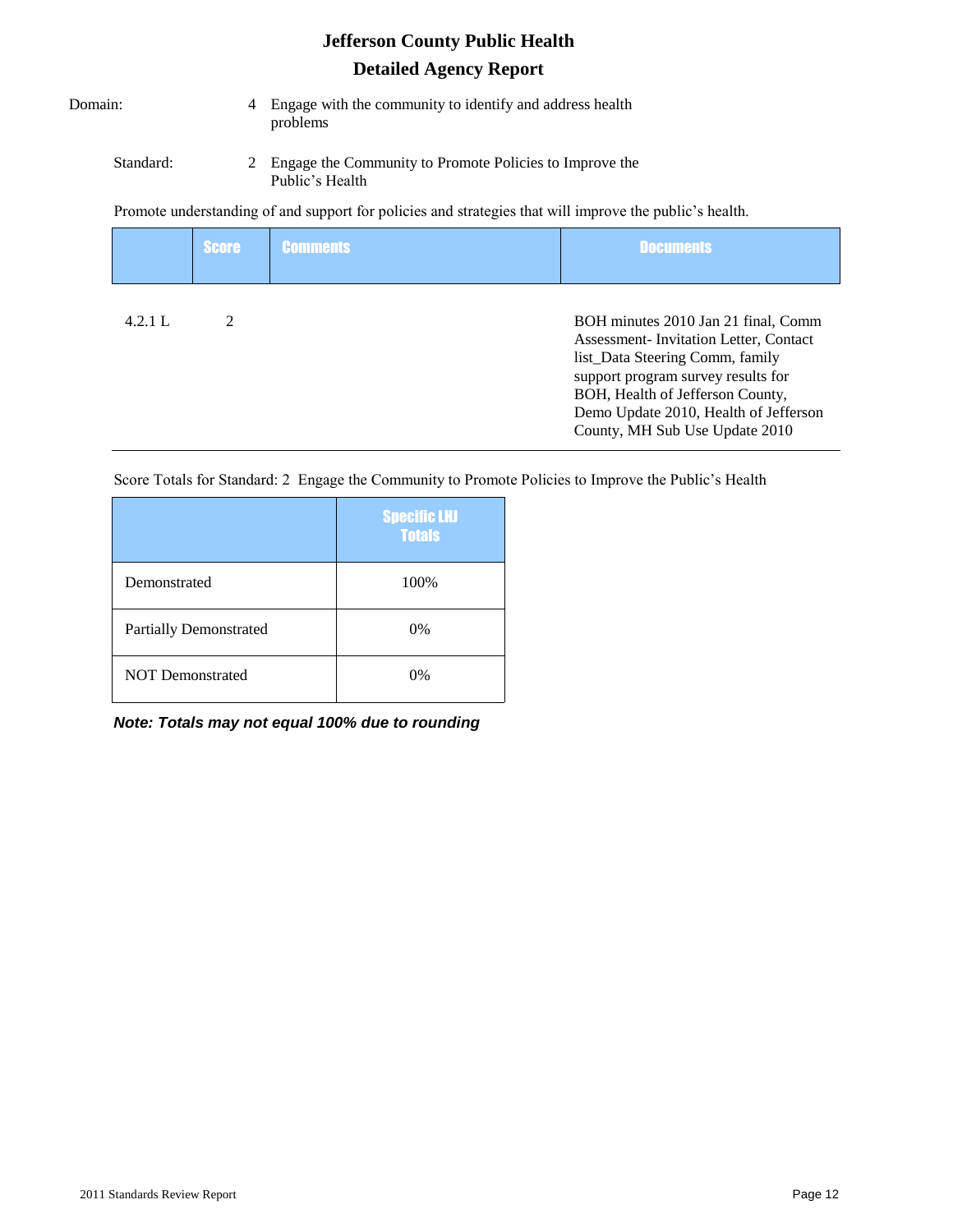# Jefferson County Public Health

## Detailed Agency Report

Domain: 4 Engage with the community to identify and address health problems

Standard: 2 Engage the Community to Promote Policies to Improve the Public's Health

Promote understanding of and support for policies and strategies that will improve the public's health.

| | Score | Comments | Documents |
|---|---|---|---|
| 4.2.1 L | 2 | | BOH minutes 2010 Jan 21 final, Comm Assessment- Invitation Letter, Contact list_Data Steering Comm, family support program survey results for BOH, Health of Jefferson County, Demo Update 2010, Health of Jefferson County, MH Sub Use Update 2010 |

Score Totals for Standard: 2 Engage the Community to Promote Policies to Improve the Public's Health

| | Specific LHJ Totals |
|---|---|
| Demonstrated | 100% |
| Partially Demonstrated | 0% |
| NOT Demonstrated | 0% |

***Note: Totals may not equal 100% due to rounding***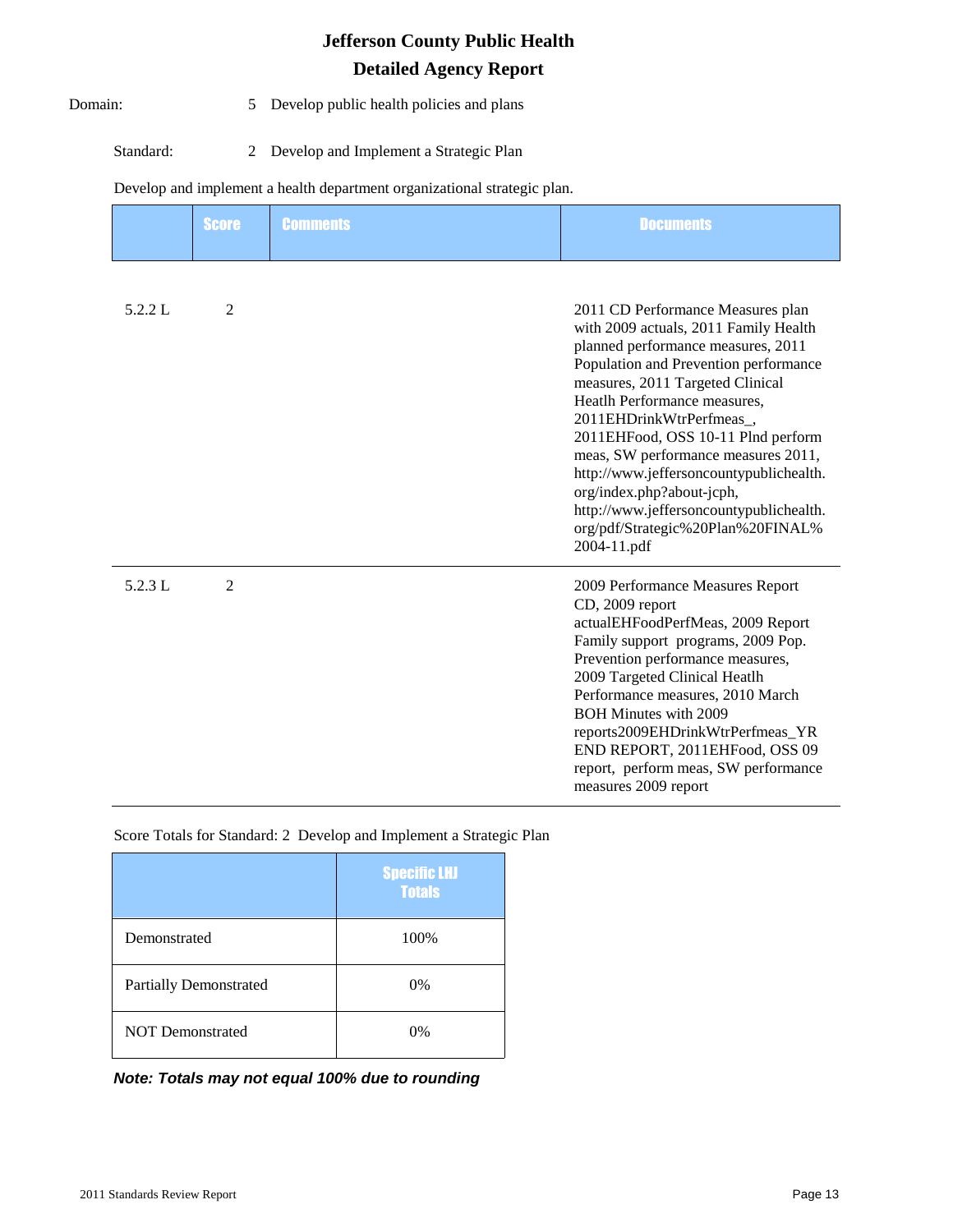# Jefferson County Public Health

## Detailed Agency Report

Domain: 5 Develop public health policies and plans

Standard: 2 Develop and Implement a Strategic Plan

Develop and implement a health department organizational strategic plan.

| | Score | Comments | Documents |
|---|---|---|---|
| 5.2.2 L | 2 | | 2011 CD Performance Measures plan with 2009 actuals, 2011 Family Health planned performance measures, 2011 Population and Prevention performance measures, 2011 Targeted Clinical Heatlh Performance measures, 2011EHDrinkWtrPerfmeas_, 2011EHFood, OSS 10-11 Plnd perform meas, SW performance measures 2011, http://www.jeffersoncountypublichealth.org/index.php?about-jcph, http://www.jeffersoncountypublichealth.org/pdf/Strategic%20Plan%20FINAL%2004-11.pdf |
| 5.2.3 L | 2 | | 2009 Performance Measures Report CD, 2009 report actualEHFoodPerfMeas, 2009 Report Family support programs, 2009 Pop. Prevention performance measures, 2009 Targeted Clinical Heatlh Performance measures, 2010 March BOH Minutes with 2009 reports2009EHDrinkWtrPerfmeas_YR END REPORT, 2011EHFood, OSS 09 report, perform meas, SW performance measures 2009 report |

Score Totals for Standard: 2 Develop and Implement a Strategic Plan

| | Specific LHJ Totals |
|---|---|
| Demonstrated | 100% |
| Partially Demonstrated | 0% |
| NOT Demonstrated | 0% |

***Note: Totals may not equal 100% due to rounding***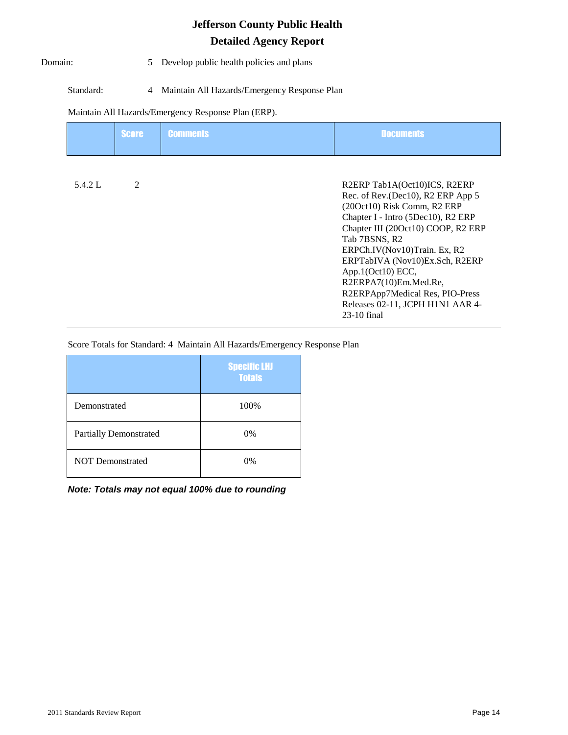# Jefferson County Public Health

## Detailed Agency Report

Domain: 5 Develop public health policies and plans

Standard: 4 Maintain All Hazards/Emergency Response Plan

Maintain All Hazards/Emergency Response Plan (ERP).

| | Score | Comments | Documents |
|---|---|---|---|
| 5.4.2 L | 2 | | R2ERP Tab1A(Oct10)ICS, R2ERP Rec. of Rev.(Dec10), R2 ERP App 5 (20Oct10) Risk Comm, R2 ERP Chapter I - Intro (5Dec10), R2 ERP Chapter III (20Oct10) COOP, R2 ERP Tab 7BSNS, R2 ERPCh.IV(Nov10)Train. Ex, R2 ERPTabIVA (Nov10)Ex.Sch, R2ERP App.1(Oct10) ECC, R2ERPA7(10)Em.Med.Re, R2ERPApp7Medical Res, PIO-Press Releases 02-11, JCPH H1N1 AAR 4-23-10 final |

Score Totals for Standard: 4 Maintain All Hazards/Emergency Response Plan

| | Specific LHJ Totals |
|---|---|
| Demonstrated | 100% |
| Partially Demonstrated | 0% |
| NOT Demonstrated | 0% |

***Note: Totals may not equal 100% due to rounding***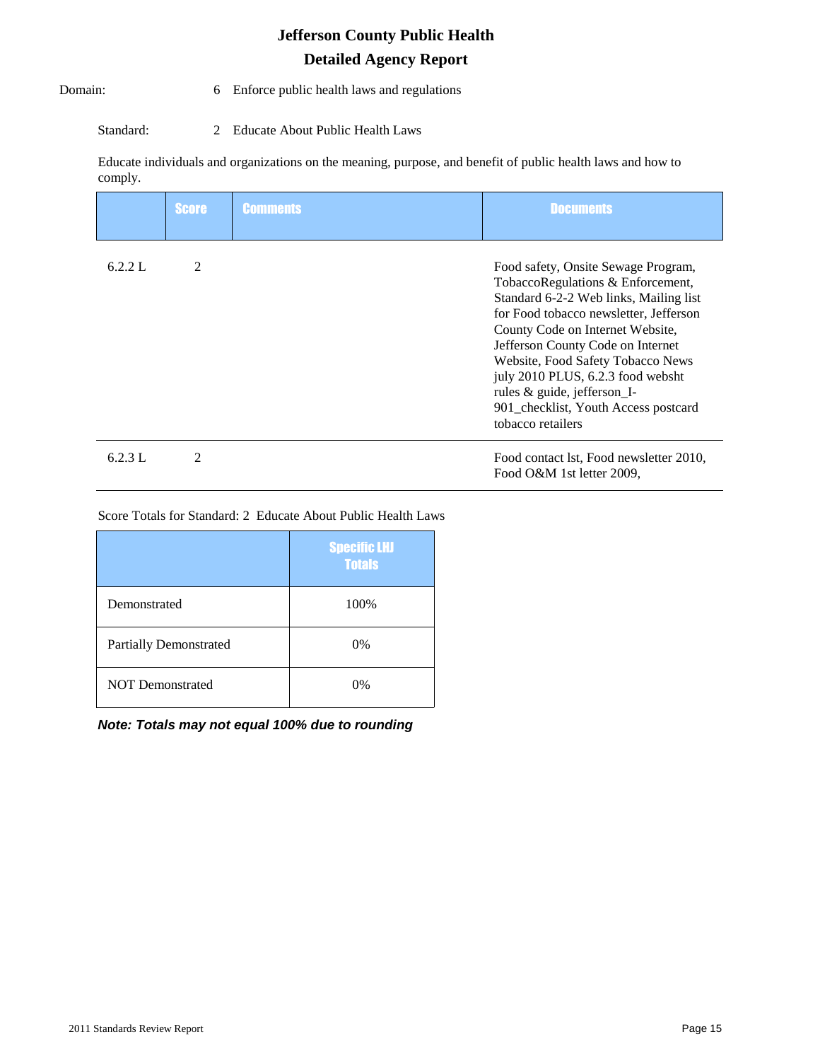# Jefferson County Public Health

## Detailed Agency Report

Domain: 6 Enforce public health laws and regulations

Standard: 2 Educate About Public Health Laws

Educate individuals and organizations on the meaning, purpose, and benefit of public health laws and how to comply.

| | Score | Comments | Documents |
|---|---|---|---|
| 6.2.2 L | 2 | | Food safety, Onsite Sewage Program, TobaccoRegulations & Enforcement, Standard 6-2-2 Web links, Mailing list for Food tobacco newsletter, Jefferson County Code on Internet Website, Jefferson County Code on Internet Website, Food Safety Tobacco News july 2010 PLUS, 6.2.3 food websht rules & guide, jefferson_I-901_checklist, Youth Access postcard tobacco retailers |
| 6.2.3 L | 2 | | Food contact lst, Food newsletter 2010, Food O&M 1st letter 2009, |

Score Totals for Standard: 2 Educate About Public Health Laws

| | Specific LHJ Totals |
|---|---|
| Demonstrated | 100% |
| Partially Demonstrated | 0% |
| NOT Demonstrated | 0% |

***Note: Totals may not equal 100% due to rounding***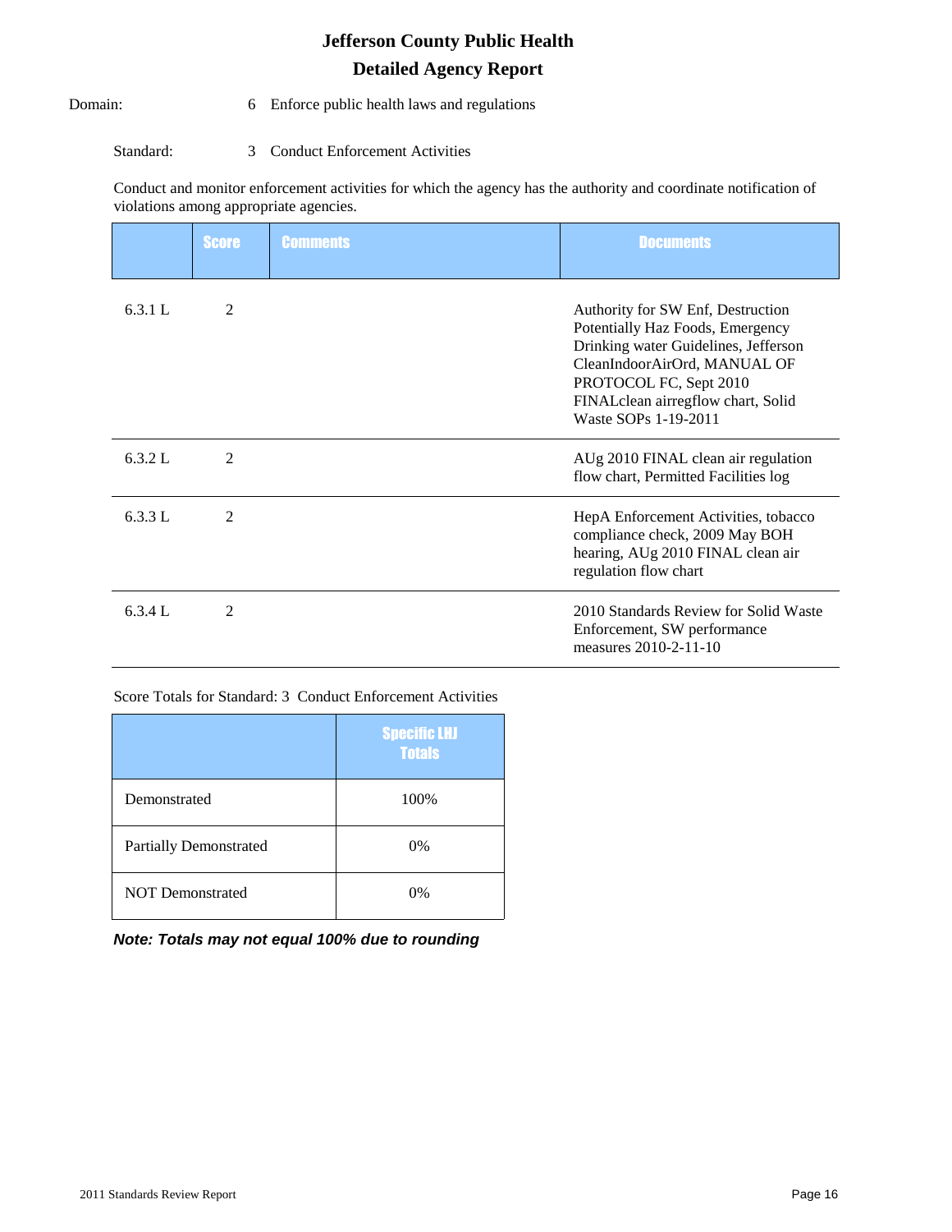# Jefferson County Public Health

## Detailed Agency Report

Domain: 6 Enforce public health laws and regulations

Standard: 3 Conduct Enforcement Activities

Conduct and monitor enforcement activities for which the agency has the authority and coordinate notification of violations among appropriate agencies.

| | Score | Comments | Documents |
|---|---|---|---|
| 6.3.1 L | 2 | | Authority for SW Enf, Destruction Potentially Haz Foods, Emergency Drinking water Guidelines, Jefferson CleanIndoorAirOrd, MANUAL OF PROTOCOL FC, Sept 2010 FINALclean airregflow chart, Solid Waste SOPs 1-19-2011 |
| 6.3.2 L | 2 | | AUg 2010 FINAL clean air regulation flow chart, Permitted Facilities log |
| 6.3.3 L | 2 | | HepA Enforcement Activities, tobacco compliance check, 2009 May BOH hearing, AUg 2010 FINAL clean air regulation flow chart |
| 6.3.4 L | 2 | | 2010 Standards Review for Solid Waste Enforcement, SW performance measures 2010-2-11-10 |

Score Totals for Standard: 3 Conduct Enforcement Activities

| | Specific LHJ Totals |
|---|---|
| Demonstrated | 100% |
| Partially Demonstrated | 0% |
| NOT Demonstrated | 0% |

***Note: Totals may not equal 100% due to rounding***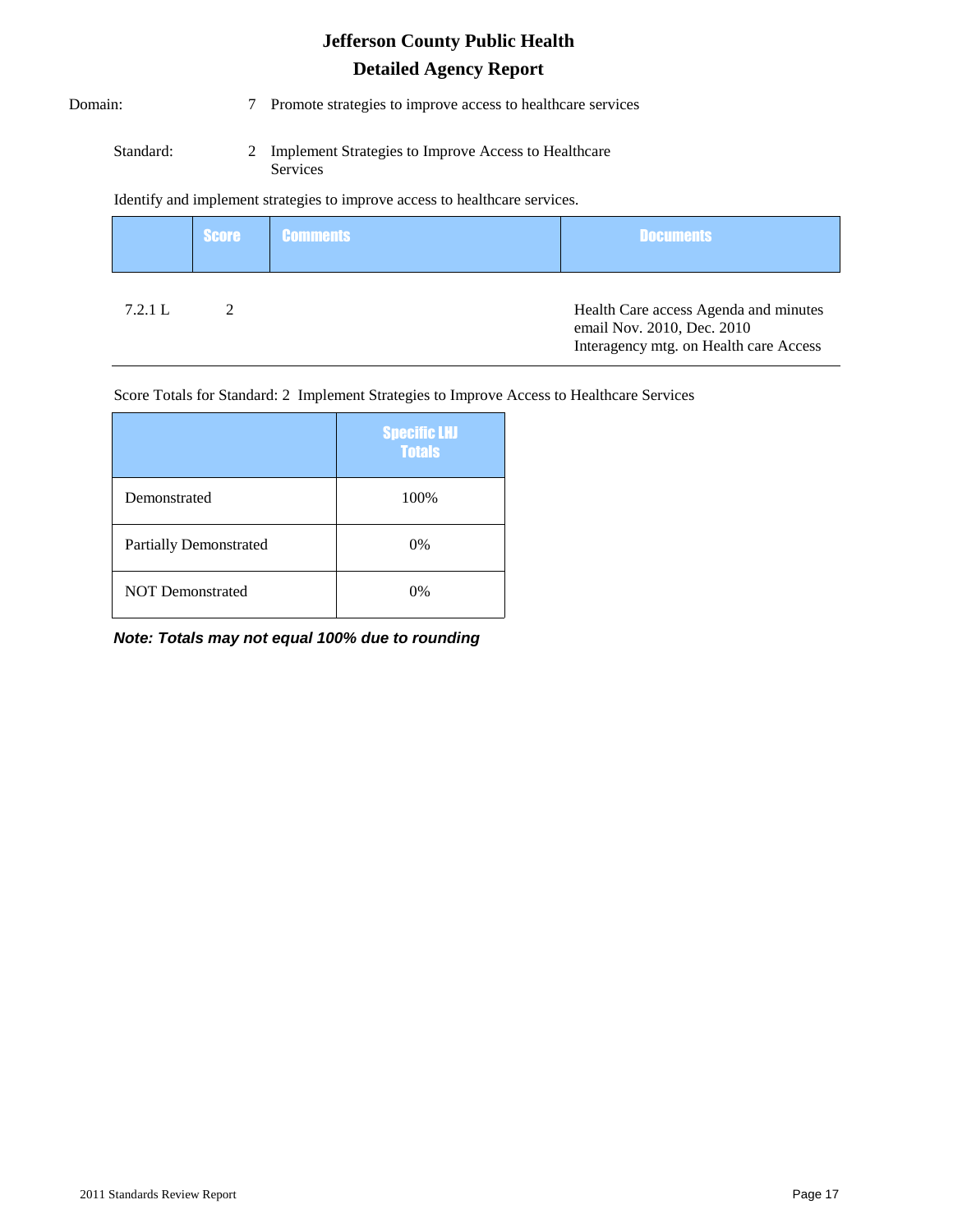# Jefferson County Public Health

## Detailed Agency Report

Domain: 7 Promote strategies to improve access to healthcare services

Standard: 2 Implement Strategies to Improve Access to Healthcare Services

Identify and implement strategies to improve access to healthcare services.

| | Score | Comments | Documents |
|---|---|---|---|
| 7.2.1 L | 2 | | Health Care access Agenda and minutes email Nov. 2010, Dec. 2010<br>Interagency mtg. on Health care Access |

Score Totals for Standard: 2 Implement Strategies to Improve Access to Healthcare Services

| | Specific LHJ Totals |
|---|---|
| Demonstrated | 100% |
| Partially Demonstrated | 0% |
| NOT Demonstrated | 0% |

***Note: Totals may not equal 100% due to rounding***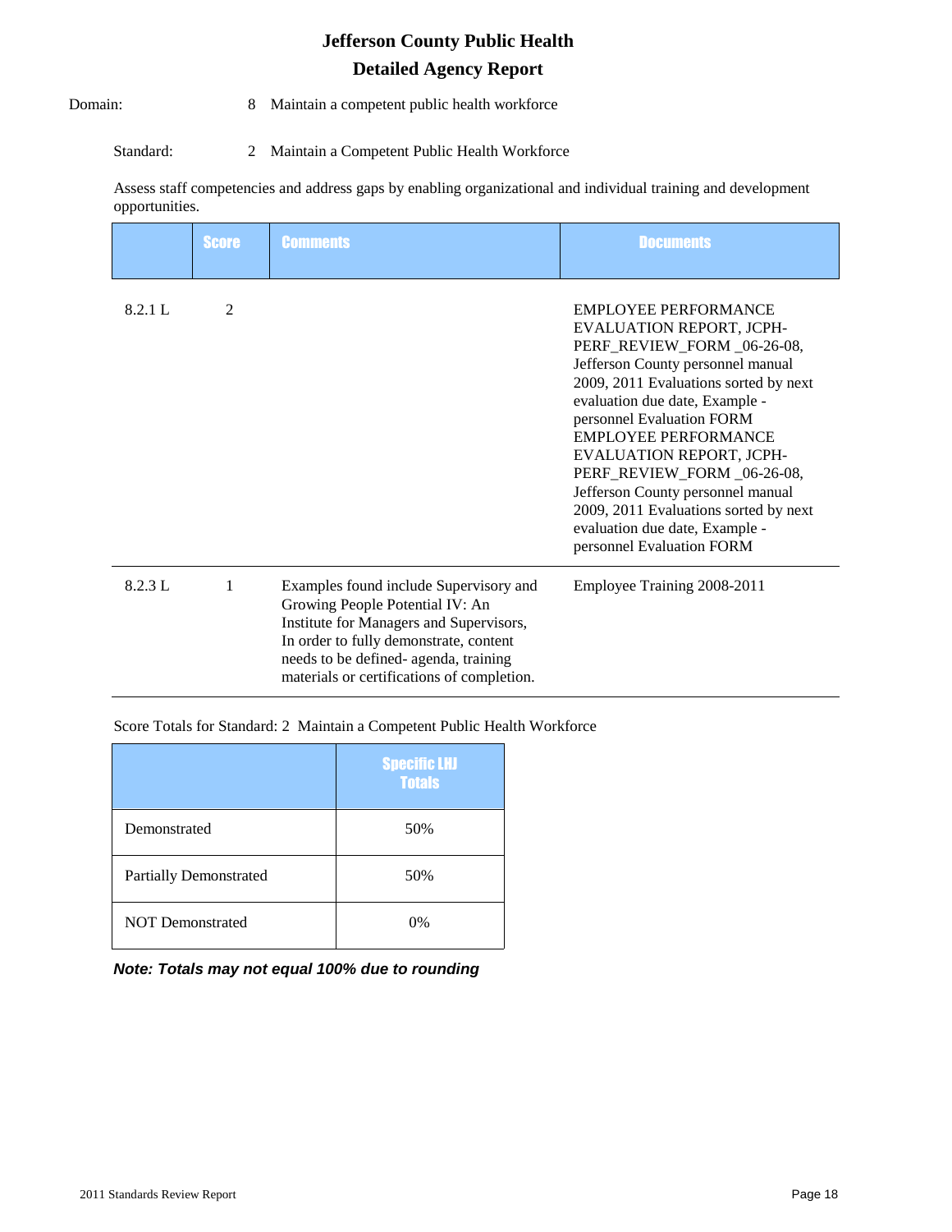# Jefferson County Public Health

## Detailed Agency Report

Domain: 8 Maintain a competent public health workforce

Standard: 2 Maintain a Competent Public Health Workforce

Assess staff competencies and address gaps by enabling organizational and individual training and development opportunities.

| | Score | Comments | Documents |
|---|---|---|---|
| 8.2.1 L | 2 | | EMPLOYEE PERFORMANCE EVALUATION REPORT, JCPH-PERF_REVIEW_FORM _06-26-08, Jefferson County personnel manual 2009, 2011 Evaluations sorted by next evaluation due date, Example - personnel Evaluation FORM EMPLOYEE PERFORMANCE EVALUATION REPORT, JCPH-PERF_REVIEW_FORM _06-26-08, Jefferson County personnel manual 2009, 2011 Evaluations sorted by next evaluation due date, Example - personnel Evaluation FORM |
| 8.2.3 L | 1 | Examples found include Supervisory and Growing People Potential IV: An Institute for Managers and Supervisors, In order to fully demonstrate, content needs to be defined- agenda, training materials or certifications of completion. | Employee Training 2008-2011 |

Score Totals for Standard: 2 Maintain a Competent Public Health Workforce

| | Specific LHJ Totals |
|---|---|
| Demonstrated | 50% |
| Partially Demonstrated | 50% |
| NOT Demonstrated | 0% |

***Note: Totals may not equal 100% due to rounding***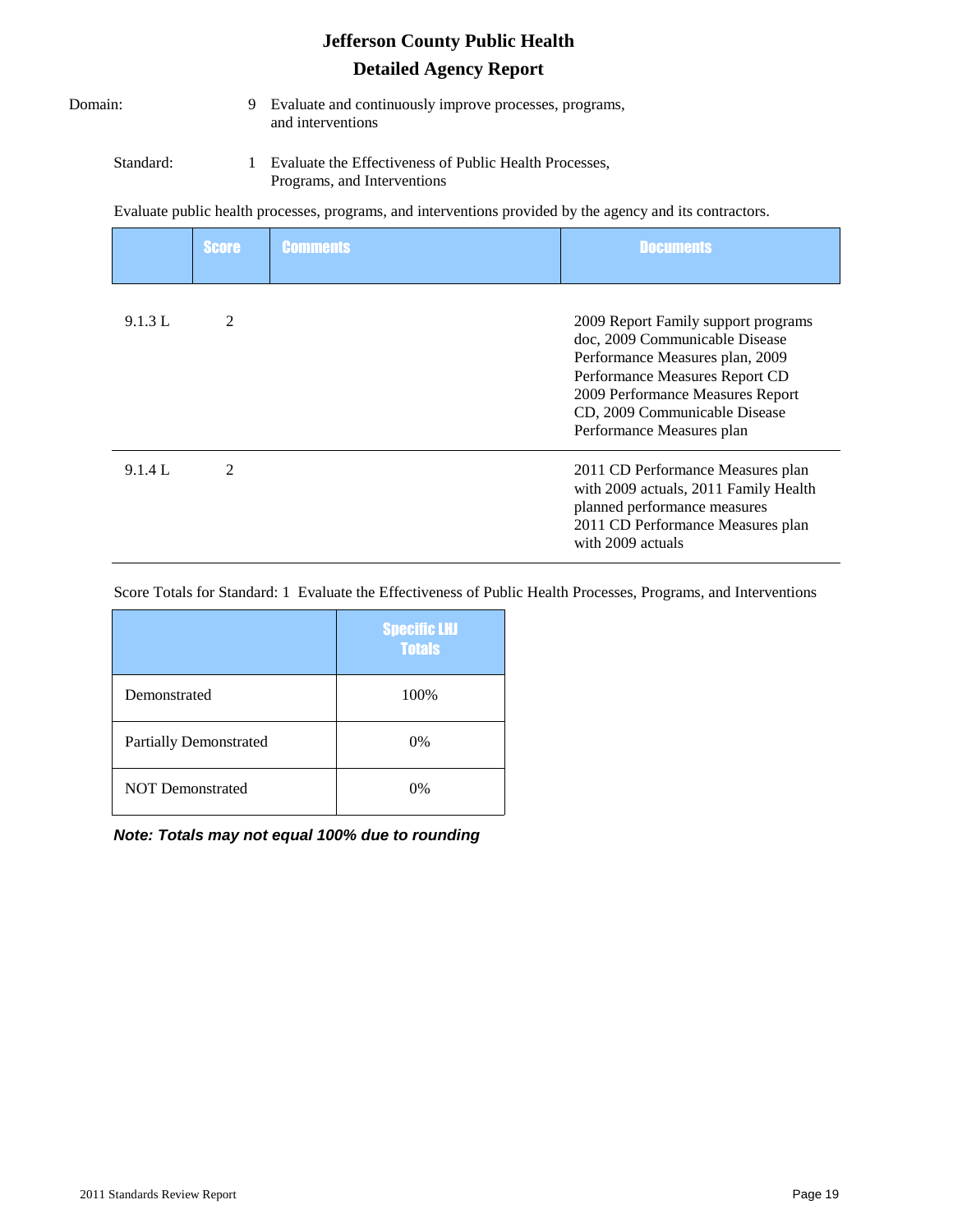# Jefferson County Public Health

## Detailed Agency Report

Domain: 9 Evaluate and continuously improve processes, programs, and interventions

Standard: 1 Evaluate the Effectiveness of Public Health Processes, Programs, and Interventions

Evaluate public health processes, programs, and interventions provided by the agency and its contractors.

| | Score | Comments | Documents |
|---|---|---|---|
| 9.1.3 L | 2 | | 2009 Report Family support programs doc, 2009 Communicable Disease Performance Measures plan, 2009 Performance Measures Report CD 2009 Performance Measures Report CD, 2009 Communicable Disease Performance Measures plan |
| 9.1.4 L | 2 | | 2011 CD Performance Measures plan with 2009 actuals, 2011 Family Health planned performance measures 2011 CD Performance Measures plan with 2009 actuals |

Score Totals for Standard: 1 Evaluate the Effectiveness of Public Health Processes, Programs, and Interventions

| | Specific LHJ Totals |
|---|---|
| Demonstrated | 100% |
| Partially Demonstrated | 0% |
| NOT Demonstrated | 0% |

***Note: Totals may not equal 100% due to rounding***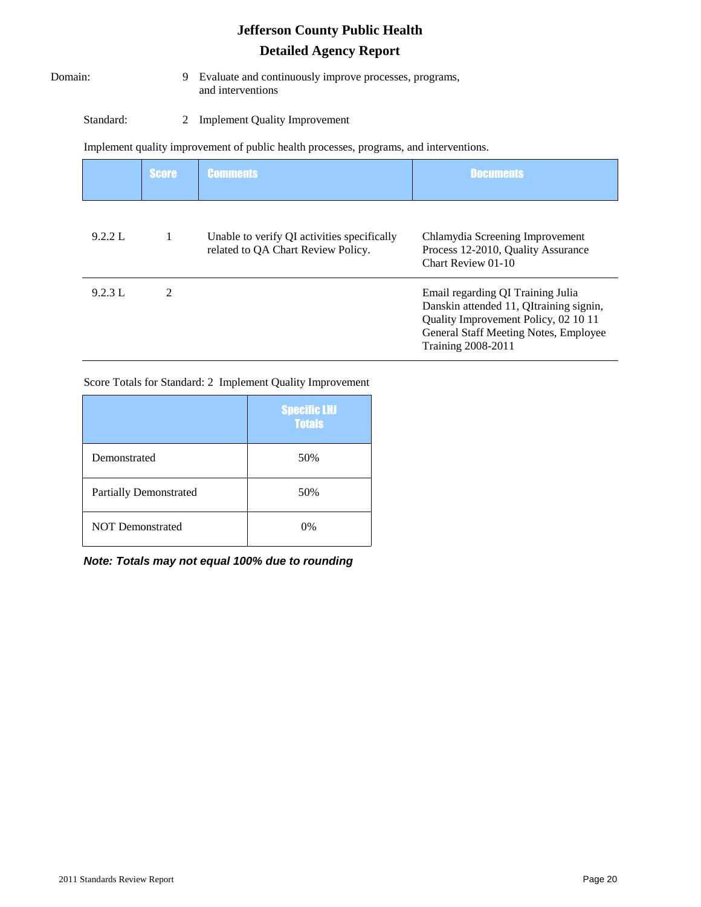# Jefferson County Public Health

## Detailed Agency Report

Domain: 9 Evaluate and continuously improve processes, programs, and interventions

Standard: 2 Implement Quality Improvement

Implement quality improvement of public health processes, programs, and interventions.

| | Score | Comments | Documents |
|---|---|---|---|
| 9.2.2 L | 1 | Unable to verify QI activities specifically related to QA Chart Review Policy. | Chlamydia Screening Improvement Process 12-2010, Quality Assurance Chart Review 01-10 |
| 9.2.3 L | 2 | | Email regarding QI Training Julia Danskin attended 11, QItraining signin, Quality Improvement Policy, 02 10 11 General Staff Meeting Notes, Employee Training 2008-2011 |

Score Totals for Standard: 2 Implement Quality Improvement

| | Specific LHJ Totals |
|---|---|
| Demonstrated | 50% |
| Partially Demonstrated | 50% |
| NOT Demonstrated | 0% |

***Note: Totals may not equal 100% due to rounding***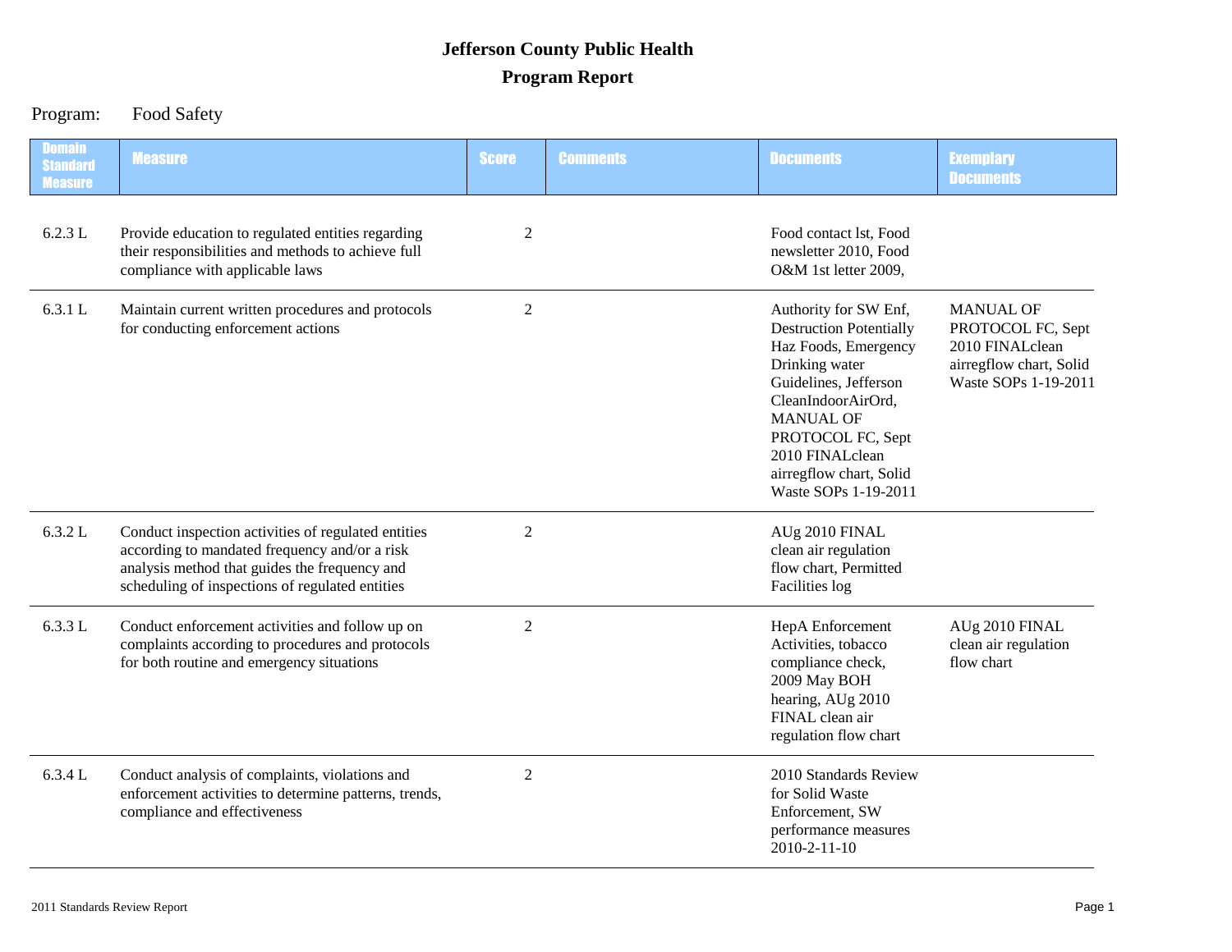# Jefferson County Public Health

## Program Report

Program: Food Safety

| Domain Standard Measure | Measure | Score | Comments | Documents | Exemplary Documents |
|---|---|---|---|---|---|
| 6.2.3 L | Provide education to regulated entities regarding their responsibilities and methods to achieve full compliance with applicable laws | 2 | | Food contact lst, Food newsletter 2010, Food O&M 1st letter 2009, | |
| 6.3.1 L | Maintain current written procedures and protocols for conducting enforcement actions | 2 | | Authority for SW Enf, Destruction Potentially Haz Foods, Emergency Drinking water Guidelines, Jefferson CleanIndoorAirOrd, MANUAL OF PROTOCOL FC, Sept 2010 FINALclean airregflow chart, Solid Waste SOPs 1-19-2011 | MANUAL OF PROTOCOL FC, Sept 2010 FINALclean airregflow chart, Solid Waste SOPs 1-19-2011 |
| 6.3.2 L | Conduct inspection activities of regulated entities according to mandated frequency and/or a risk analysis method that guides the frequency and scheduling of inspections of regulated entities | 2 | | AUg 2010 FINAL clean air regulation flow chart, Permitted Facilities log | |
| 6.3.3 L | Conduct enforcement activities and follow up on complaints according to procedures and protocols for both routine and emergency situations | 2 | | HepA Enforcement Activities, tobacco compliance check, 2009 May BOH hearing, AUg 2010 FINAL clean air regulation flow chart | AUg 2010 FINAL clean air regulation flow chart |
| 6.3.4 L | Conduct analysis of complaints, violations and enforcement activities to determine patterns, trends, compliance and effectiveness | 2 | | 2010 Standards Review for Solid Waste Enforcement, SW performance measures 2010-2-11-10 | |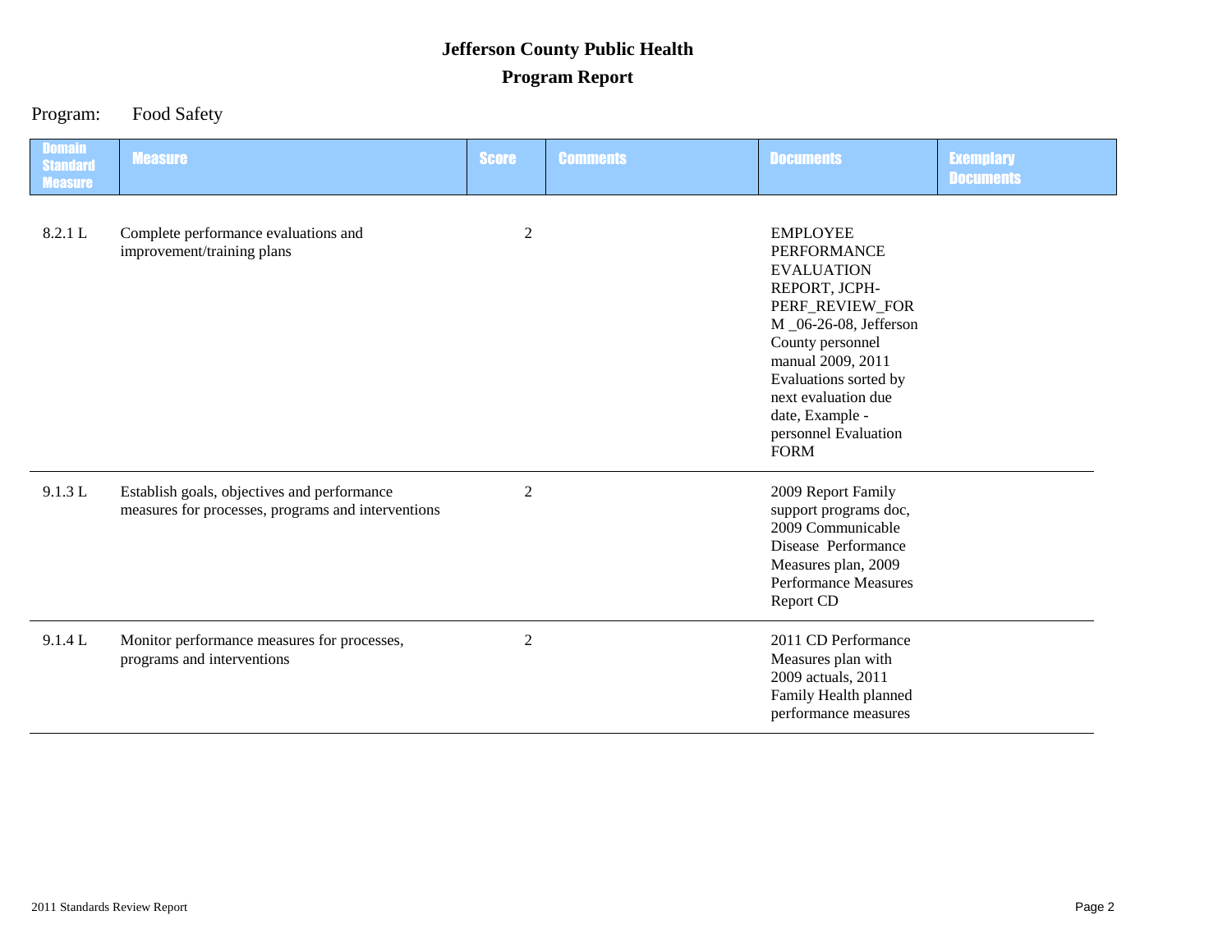# Jefferson County Public Health

## Program Report

Program: Food Safety

| Domain Standard Measure | Measure | Score | Comments | Documents | Exemplary Documents |
|---|---|---|---|---|---|
| 8.2.1 L | Complete performance evaluations and improvement/training plans | 2 | | EMPLOYEE PERFORMANCE EVALUATION REPORT, JCPH-PERF_REVIEW_FORM _06-26-08, Jefferson County personnel manual 2009, 2011 Evaluations sorted by next evaluation due date, Example - personnel Evaluation FORM | |
| 9.1.3 L | Establish goals, objectives and performance measures for processes, programs and interventions | 2 | | 2009 Report Family support programs doc, 2009 Communicable Disease Performance Measures plan, 2009 Performance Measures Report CD | |
| 9.1.4 L | Monitor performance measures for processes, programs and interventions | 2 | | 2011 CD Performance Measures plan with 2009 actuals, 2011 Family Health planned performance measures | |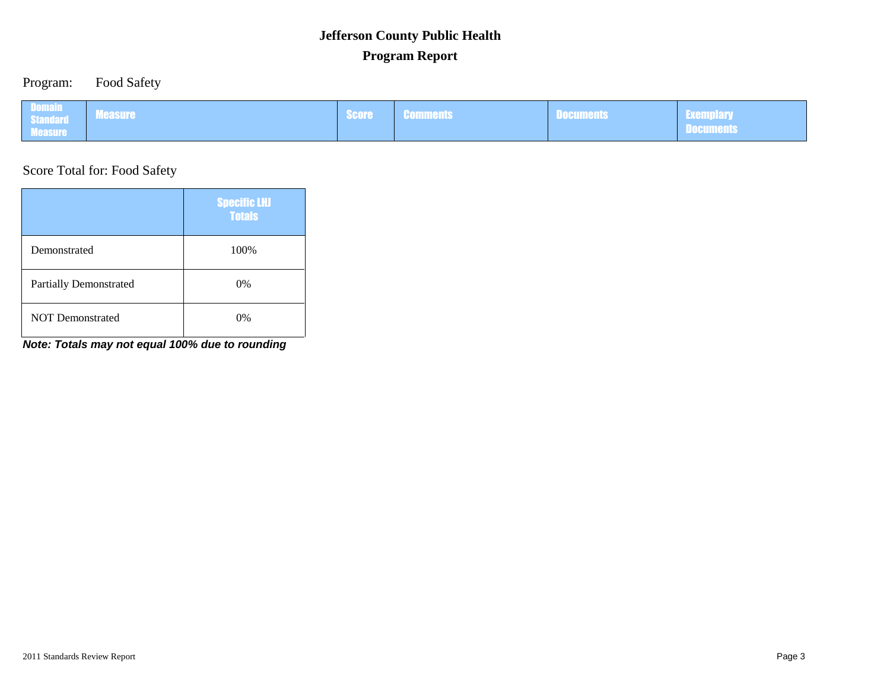# Jefferson County Public Health

## Program Report

Program: Food Safety

| Domain Standard Measure | Measure | Score | Comments | Documents | Exemplary Documents |
|---|---|---|---|---|---|

Score Total for: Food Safety

| | Specific LHJ Totals |
|---|---|
| Demonstrated | 100% |
| Partially Demonstrated | 0% |
| NOT Demonstrated | 0% |

***Note: Totals may not equal 100% due to rounding***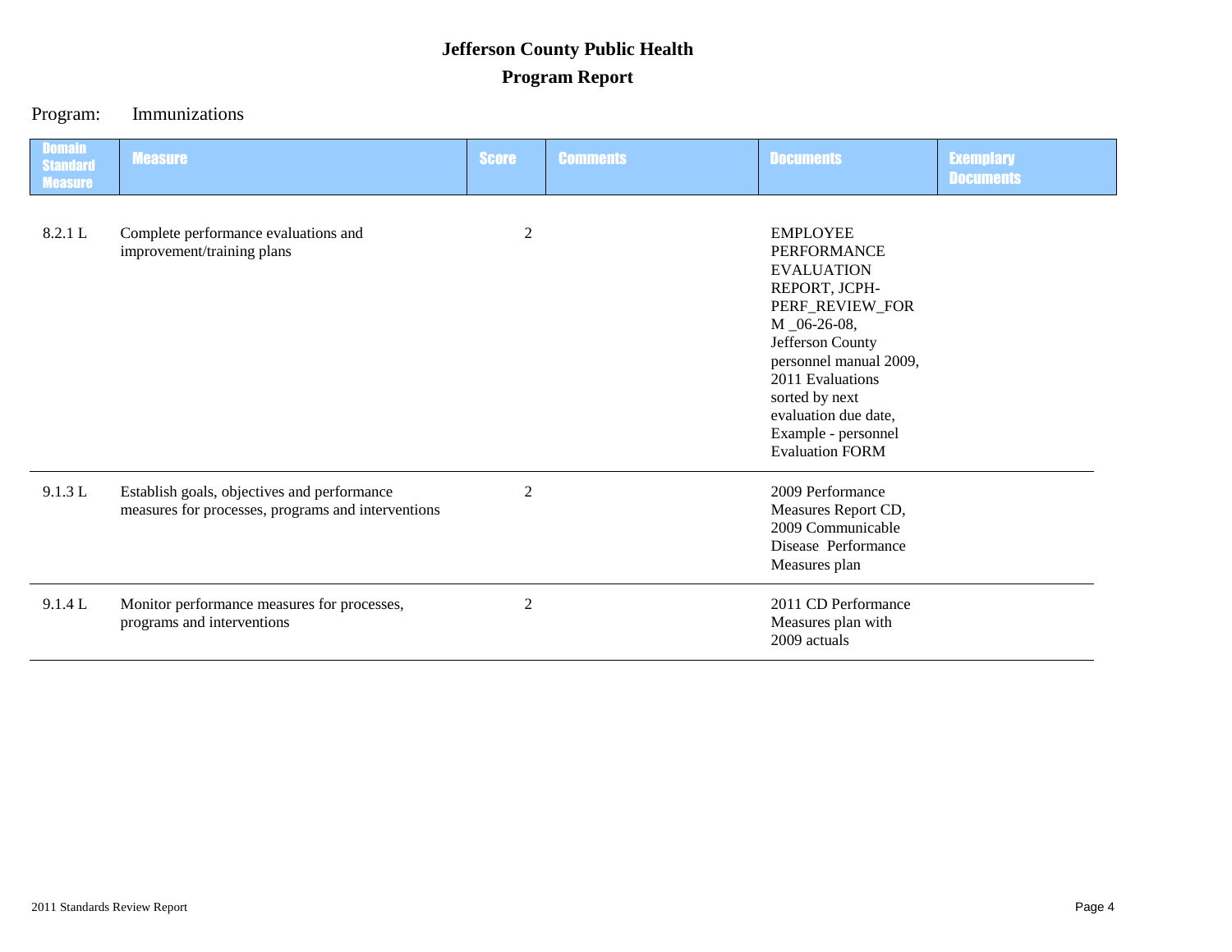# Jefferson County Public Health

## Program Report

Program: Immunizations

| Domain Standard Measure | Measure | Score | Comments | Documents | Exemplary Documents |
|---|---|---|---|---|---|
| 8.2.1 L | Complete performance evaluations and improvement/training plans | 2 | | EMPLOYEE PERFORMANCE EVALUATION REPORT, JCPH-PERF_REVIEW_FORM _06-26-08, Jefferson County personnel manual 2009, 2011 Evaluations sorted by next evaluation due date, Example - personnel Evaluation FORM | |
| 9.1.3 L | Establish goals, objectives and performance measures for processes, programs and interventions | 2 | | 2009 Performance Measures Report CD, 2009 Communicable Disease Performance Measures plan | |
| 9.1.4 L | Monitor performance measures for processes, programs and interventions | 2 | | 2011 CD Performance Measures plan with 2009 actuals | |

2011 Standards Review Report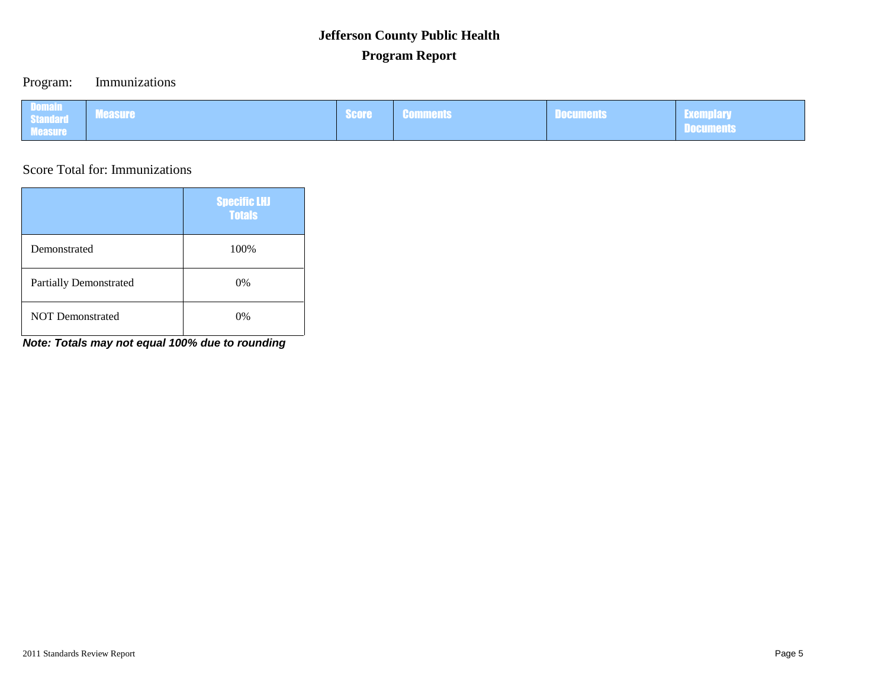# Jefferson County Public Health

## Program Report

Program: Immunizations

| Domain Standard Measure | Measure | Score | Comments | Documents | Exemplary Documents |
|---|---|---|---|---|---|

Score Total for: Immunizations

| | Specific LHJ Totals |
|---|---|
| Demonstrated | 100% |
| Partially Demonstrated | 0% |
| NOT Demonstrated | 0% |

***Note: Totals may not equal 100% due to rounding***